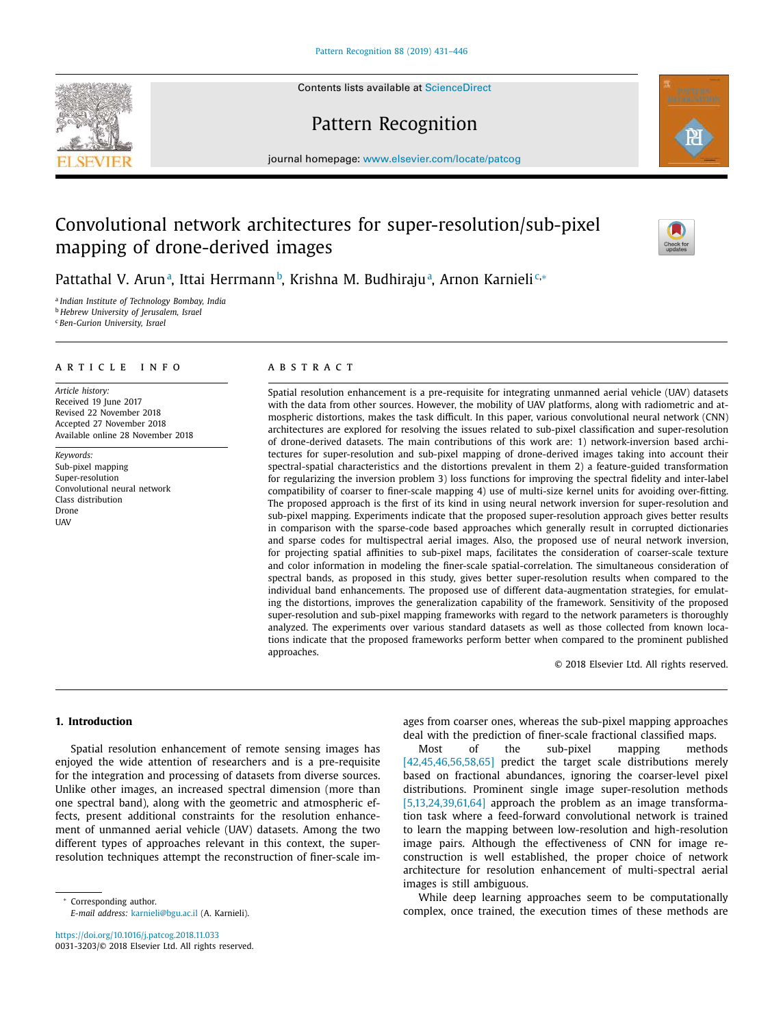Contents lists available at ScienceDirect

Pattern Recognition

journal homepage: www.elsevier.com/locate/patcog

# Convolutional network architectures for super-resolution/sub-pixel mapping of drone-derived images

Pattathal V. Arun[a], Ittai Herrmann[b], Krishna M. Budhiraju[a], Arnon Karnieli[c,*]

[a] Indian Institute of Technology Bombay, India
[b] Hebrew University of Jerusalem, Israel
[c] Ben-Gurion University, Israel

## ARTICLE INFO

*Article history:*
Received 19 June 2017
Revised 22 November 2018
Accepted 27 November 2018
Available online 28 November 2018

*Keywords:*
Sub-pixel mapping
Super-resolution
Convolutional neural network
Class distribution
Drone
UAV

## ABSTRACT

Spatial resolution enhancement is a pre-requisite for integrating unmanned aerial vehicle (UAV) datasets with the data from other sources. However, the mobility of UAV platforms, along with radiometric and atmospheric distortions, makes the task difficult. In this paper, various convolutional neural network (CNN) architectures are explored for resolving the issues related to sub-pixel classification and super-resolution of drone-derived datasets. The main contributions of this work are: 1) network-inversion based architectures for super-resolution and sub-pixel mapping of drone-derived images taking into account their spectral-spatial characteristics and the distortions prevalent in them 2) a feature-guided transformation for regularizing the inversion problem 3) loss functions for improving the spectral fidelity and inter-label compatibility of coarser to finer-scale mapping 4) use of multi-size kernel units for avoiding over-fitting. The proposed approach is the first of its kind in using neural network inversion for super-resolution and sub-pixel mapping. Experiments indicate that the proposed super-resolution approach gives better results in comparison with the sparse-code based approaches which generally result in corrupted dictionaries and sparse codes for multispectral aerial images. Also, the proposed use of neural network inversion, for projecting spatial affinities to sub-pixel maps, facilitates the consideration of coarser-scale texture and color information in modeling the finer-scale spatial-correlation. The simultaneous consideration of spectral bands, as proposed in this study, gives better super-resolution results when compared to the individual band enhancements. The proposed use of different data-augmentation strategies, for emulating the distortions, improves the generalization capability of the framework. Sensitivity of the proposed super-resolution and sub-pixel mapping frameworks with regard to the network parameters is thoroughly analyzed. The experiments over various standard datasets as well as those collected from known locations indicate that the proposed frameworks perform better when compared to the prominent published approaches.

© 2018 Elsevier Ltd. All rights reserved.

## 1. Introduction

Spatial resolution enhancement of remote sensing images has enjoyed the wide attention of researchers and is a pre-requisite for the integration and processing of datasets from diverse sources. Unlike other images, an increased spectral dimension (more than one spectral band), along with the geometric and atmospheric effects, present additional constraints for the resolution enhancement of unmanned aerial vehicle (UAV) datasets. Among the two different types of approaches relevant in this context, the super-resolution techniques attempt the reconstruction of finer-scale images from coarser ones, whereas the sub-pixel mapping approaches deal with the prediction of finer-scale fractional classified maps.

Most of the sub-pixel mapping methods [42,45,46,56,58,65] predict the target scale distributions merely based on fractional abundances, ignoring the coarser-level pixel distributions. Prominent single image super-resolution methods [5,13,24,39,61,64] approach the problem as an image transformation task where a feed-forward convolutional network is trained to learn the mapping between low-resolution and high-resolution image pairs. Although the effectiveness of CNN for image reconstruction is well established, the proper choice of network architecture for resolution enhancement of multi-spectral aerial images is still ambiguous.

While deep learning approaches seem to be computationally complex, once trained, the execution times of these methods are

---

* Corresponding author.
*E-mail address:* karnieli@bgu.ac.il (A. Karnieli).

https://doi.org/10.1016/j.patcog.2018.11.033
0031-3203/© 2018 Elsevier Ltd. All rights reserved.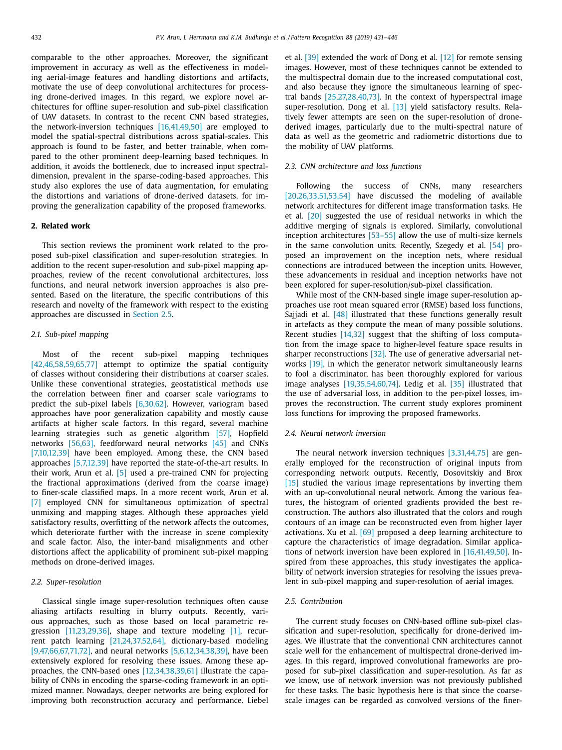comparable to the other approaches. Moreover, the significant improvement in accuracy as well as the effectiveness in modeling aerial-image features and handling distortions and artifacts, motivate the use of deep convolutional architectures for processing drone-derived images. In this regard, we explore novel architectures for offline super-resolution and sub-pixel classification of UAV datasets. In contrast to the recent CNN based strategies, the network-inversion techniques [16,41,49,50] are employed to model the spatial-spectral distributions across spatial-scales. This approach is found to be faster, and better trainable, when compared to the other prominent deep-learning based techniques. In addition, it avoids the bottleneck, due to increased input spectral-dimension, prevalent in the sparse-coding-based approaches. This study also explores the use of data augmentation, for emulating the distortions and variations of drone-derived datasets, for improving the generalization capability of the proposed frameworks.

## 2. Related work

This section reviews the prominent work related to the proposed sub-pixel classification and super-resolution strategies. In addition to the recent super-resolution and sub-pixel mapping approaches, review of the recent convolutional architectures, loss functions, and neural network inversion approaches is also presented. Based on the literature, the specific contributions of this research and novelty of the framework with respect to the existing approaches are discussed in Section 2.5.

### 2.1. Sub-pixel mapping

Most of the recent sub-pixel mapping techniques [42,46,58,59,65,77] attempt to optimize the spatial contiguity of classes without considering their distributions at coarser scales. Unlike these conventional strategies, geostatistical methods use the correlation between finer and coarser scale variograms to predict the sub-pixel labels [6,30,62]. However, variogram based approaches have poor generalization capability and mostly cause artifacts at higher scale factors. In this regard, several machine learning strategies such as genetic algorithm [57], Hopfield networks [56,63], feedforward neural networks [45] and CNNs [7,10,12,39] have been employed. Among these, the CNN based approaches [5,7,12,39] have reported the state-of-the-art results. In their work, Arun et al. [5] used a pre-trained CNN for projecting the fractional approximations (derived from the coarse image) to finer-scale classified maps. In a more recent work, Arun et al. [7] employed CNN for simultaneous optimization of spectral unmixing and mapping stages. Although these approaches yield satisfactory results, overfitting of the network affects the outcomes, which deteriorate further with the increase in scene complexity and scale factor. Also, the inter-band misalignments and other distortions affect the applicability of prominent sub-pixel mapping methods on drone-derived images.

### 2.2. Super-resolution

Classical single image super-resolution techniques often cause aliasing artifacts resulting in blurry outputs. Recently, various approaches, such as those based on local parametric regression [11,23,29,36], shape and texture modeling [1], recurrent patch learning [21,24,37,52,64], dictionary-based modeling [9,47,66,67,71,72], and neural networks [5,6,12,34,38,39], have been extensively explored for resolving these issues. Among these approaches, the CNN-based ones [12,34,38,39,61] illustrate the capability of CNNs in encoding the sparse-coding framework in an optimized manner. Nowadays, deeper networks are being explored for improving both reconstruction accuracy and performance. Liebel et al. [39] extended the work of Dong et al. [12] for remote sensing images. However, most of these techniques cannot be extended to the multispectral domain due to the increased computational cost, and also because they ignore the simultaneous learning of spectral bands [25,27,28,40,73]. In the context of hyperspectral image super-resolution, Dong et al. [13] yield satisfactory results. Relatively fewer attempts are seen on the super-resolution of drone-derived images, particularly due to the multi-spectral nature of data as well as the geometric and radiometric distortions due to the mobility of UAV platforms.

### 2.3. CNN architecture and loss functions

Following the success of CNNs, many researchers [20,26,33,51,53,54] have discussed the modeling of available network architectures for different image transformation tasks. He et al. [20] suggested the use of residual networks in which the additive merging of signals is explored. Similarly, convolutional inception architectures [53–55] allow the use of multi-size kernels in the same convolution units. Recently, Szegedy et al. [54] proposed an improvement on the inception nets, where residual connections are introduced between the inception units. However, these advancements in residual and inception networks have not been explored for super-resolution/sub-pixel classification.

While most of the CNN-based single image super-resolution approaches use root mean squared error (RMSE) based loss functions, Sajjadi et al. [48] illustrated that these functions generally result in artefacts as they compute the mean of many possible solutions. Recent studies [14,32] suggest that the shifting of loss computation from the image space to higher-level feature space results in sharper reconstructions [32]. The use of generative adversarial networks [19], in which the generator network simultaneously learns to fool a discriminator, has been thoroughly explored for various image analyses [19,35,54,60,74]. Ledig et al. [35] illustrated that the use of adversarial loss, in addition to the per-pixel losses, improves the reconstruction. The current study explores prominent loss functions for improving the proposed frameworks.

### 2.4. Neural network inversion

The neural network inversion techniques [3,31,44,75] are generally employed for the reconstruction of original inputs from corresponding network outputs. Recently, Dosovitskiy and Brox [15] studied the various image representations by inverting them with an up-convolutional neural network. Among the various features, the histogram of oriented gradients provided the best reconstruction. The authors also illustrated that the colors and rough contours of an image can be reconstructed even from higher layer activations. Xu et al. [69] proposed a deep learning architecture to capture the characteristics of image degradation. Similar applications of network inversion have been explored in [16,41,49,50]. Inspired from these approaches, this study investigates the applicability of network inversion strategies for resolving the issues prevalent in sub-pixel mapping and super-resolution of aerial images.

### 2.5. Contribution

The current study focuses on CNN-based offline sub-pixel classification and super-resolution, specifically for drone-derived images. We illustrate that the conventional CNN architectures cannot scale well for the enhancement of multispectral drone-derived images. In this regard, improved convolutional frameworks are proposed for sub-pixel classification and super-resolution. As far as we know, use of network inversion was not previously published for these tasks. The basic hypothesis here is that since the coarse-scale images can be regarded as convolved versions of the finer-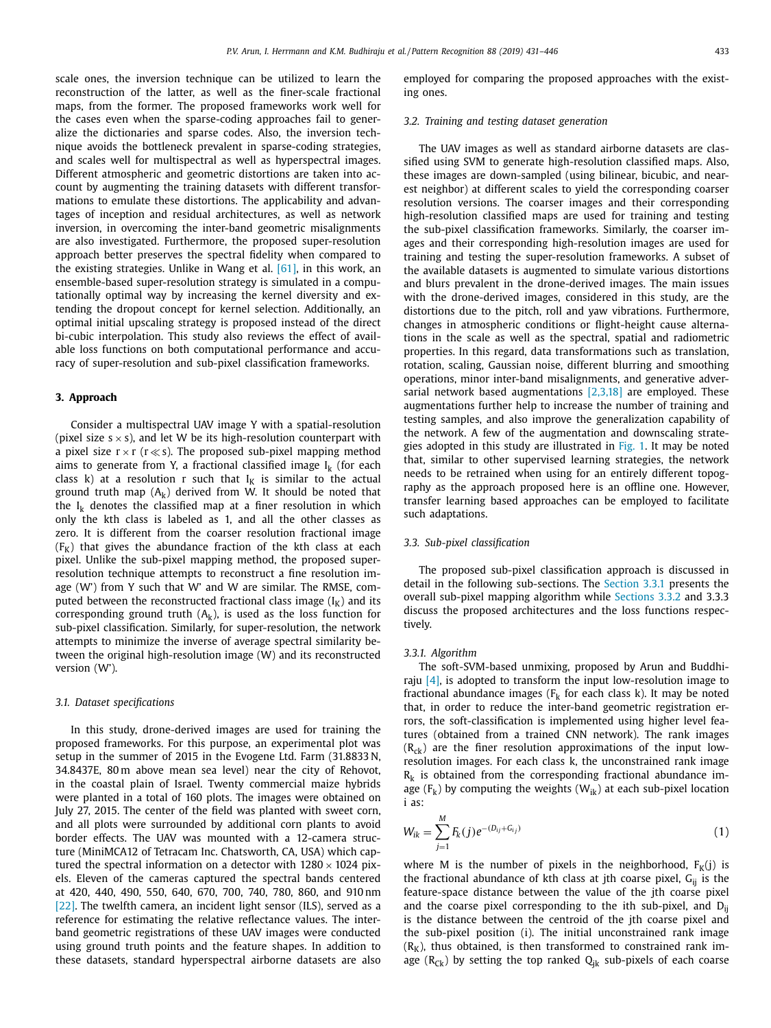scale ones, the inversion technique can be utilized to learn the reconstruction of the latter, as well as the finer-scale fractional maps, from the former. The proposed frameworks work well for the cases even when the sparse-coding approaches fail to generalize the dictionaries and sparse codes. Also, the inversion technique avoids the bottleneck prevalent in sparse-coding strategies, and scales well for multispectral as well as hyperspectral images. Different atmospheric and geometric distortions are taken into account by augmenting the training datasets with different transformations to emulate these distortions. The applicability and advantages of inception and residual architectures, as well as network inversion, in overcoming the inter-band geometric misalignments are also investigated. Furthermore, the proposed super-resolution approach better preserves the spectral fidelity when compared to the existing strategies. Unlike in Wang et al. [61], in this work, an ensemble-based super-resolution strategy is simulated in a computationally optimal way by increasing the kernel diversity and extending the dropout concept for kernel selection. Additionally, an optimal initial upscaling strategy is proposed instead of the direct bi-cubic interpolation. This study also reviews the effect of available loss functions on both computational performance and accuracy of super-resolution and sub-pixel classification frameworks.

## 3. Approach

Consider a multispectral UAV image Y with a spatial-resolution (pixel size $s \times s$), and let W be its high-resolution counterpart with a pixel size $r \times r$ ($r \ll s$). The proposed sub-pixel mapping method aims to generate from Y, a fractional classified image $I_K$ (for each class k) at a resolution r such that $I_K$ is similar to the actual ground truth map ($A_k$) derived from W. It should be noted that the $I_k$ denotes the classified map at a finer resolution in which only the kth class is labeled as 1, and all the other classes as zero. It is different from the coarser resolution fractional image ($F_K$) that gives the abundance fraction of the kth class at each pixel. Unlike the sub-pixel mapping method, the proposed super-resolution technique attempts to reconstruct a fine resolution image (W') from Y such that W' and W are similar. The RMSE, computed between the reconstructed fractional class image ($I_K$) and its corresponding ground truth ($A_k$), is used as the loss function for sub-pixel classification. Similarly, for super-resolution, the network attempts to minimize the inverse of average spectral similarity between the original high-resolution image (W) and its reconstructed version (W').

### 3.1. Dataset specifications

In this study, drone-derived images are used for training the proposed frameworks. For this purpose, an experimental plot was setup in the summer of 2015 in the Evogene Ltd. Farm (31.8833 N, 34.8437E, 80 m above mean sea level) near the city of Rehovot, in the coastal plain of Israel. Twenty commercial maize hybrids were planted in a total of 160 plots. The images were obtained on July 27, 2015. The center of the field was planted with sweet corn, and all plots were surrounded by additional corn plants to avoid border effects. The UAV was mounted with a 12-camera structure (MiniMCA12 of Tetracam Inc. Chatsworth, CA, USA) which captured the spectral information on a detector with $1280 \times 1024$ pixels. Eleven of the cameras captured the spectral bands centered at 420, 440, 490, 550, 640, 670, 700, 740, 780, 860, and 910 nm [22]. The twelfth camera, an incident light sensor (ILS), served as a reference for estimating the relative reflectance values. The inter-band geometric registrations of these UAV images were conducted using ground truth points and the feature shapes. In addition to these datasets, standard hyperspectral airborne datasets are also employed for comparing the proposed approaches with the existing ones.

### 3.2. Training and testing dataset generation

The UAV images as well as standard airborne datasets are classified using SVM to generate high-resolution classified maps. Also, these images are down-sampled (using bilinear, bicubic, and nearest neighbor) at different scales to yield the corresponding coarser resolution versions. The coarser images and their corresponding high-resolution classified maps are used for training and testing the sub-pixel classification frameworks. Similarly, the coarser images and their corresponding high-resolution images are used for training and testing the super-resolution frameworks. A subset of the available datasets is augmented to simulate various distortions and blurs prevalent in the drone-derived images. The main issues with the drone-derived images, considered in this study, are the distortions due to the pitch, roll and yaw vibrations. Furthermore, changes in atmospheric conditions or flight-height cause alternations in the scale as well as the spectral, spatial and radiometric properties. In this regard, data transformations such as translation, rotation, scaling, Gaussian noise, different blurring and smoothing operations, minor inter-band misalignments, and generative adversarial network based augmentations [2,3,18] are employed. These augmentations further help to increase the number of training and testing samples, and also improve the generalization capability of the network. A few of the augmentation and downscaling strategies adopted in this study are illustrated in Fig. 1. It may be noted that, similar to other supervised learning strategies, the network needs to be retrained when using for an entirely different topography as the approach proposed here is an offline one. However, transfer learning based approaches can be employed to facilitate such adaptations.

### 3.3. Sub-pixel classification

The proposed sub-pixel classification approach is discussed in detail in the following sub-sections. The Section 3.3.1 presents the overall sub-pixel mapping algorithm while Sections 3.3.2 and 3.3.3 discuss the proposed architectures and the loss functions respectively.

#### 3.3.1. Algorithm

The soft-SVM-based unmixing, proposed by Arun and Buddhiraju [4], is adopted to transform the input low-resolution image to fractional abundance images ($F_k$ for each class k). It may be noted that, in order to reduce the inter-band geometric registration errors, the soft-classification is implemented using higher level features (obtained from a trained CNN network). The rank images ($R_{ck}$) are the finer resolution approximations of the input low-resolution images. For each class k, the unconstrained rank image $R_k$ is obtained from the corresponding fractional abundance image ($F_k$) by computing the weights ($W_{ik}$) at each sub-pixel location i as:

$$W_{ik} = \sum_{j=1}^{M} F_k(j) e^{-(D_{ij}+G_{ij})} \tag{1}$$

where M is the number of pixels in the neighborhood, $F_K(j)$ is the fractional abundance of kth class at jth coarse pixel, $G_{ij}$ is the feature-space distance between the value of the jth coarse pixel and the coarse pixel corresponding to the ith sub-pixel, and $D_{ij}$ is the distance between the centroid of the jth coarse pixel and the sub-pixel position (i). The initial unconstrained rank image ($R_K$), thus obtained, is then transformed to constrained rank image ($R_{Ck}$) by setting the top ranked $Q_{jk}$ sub-pixels of each coarse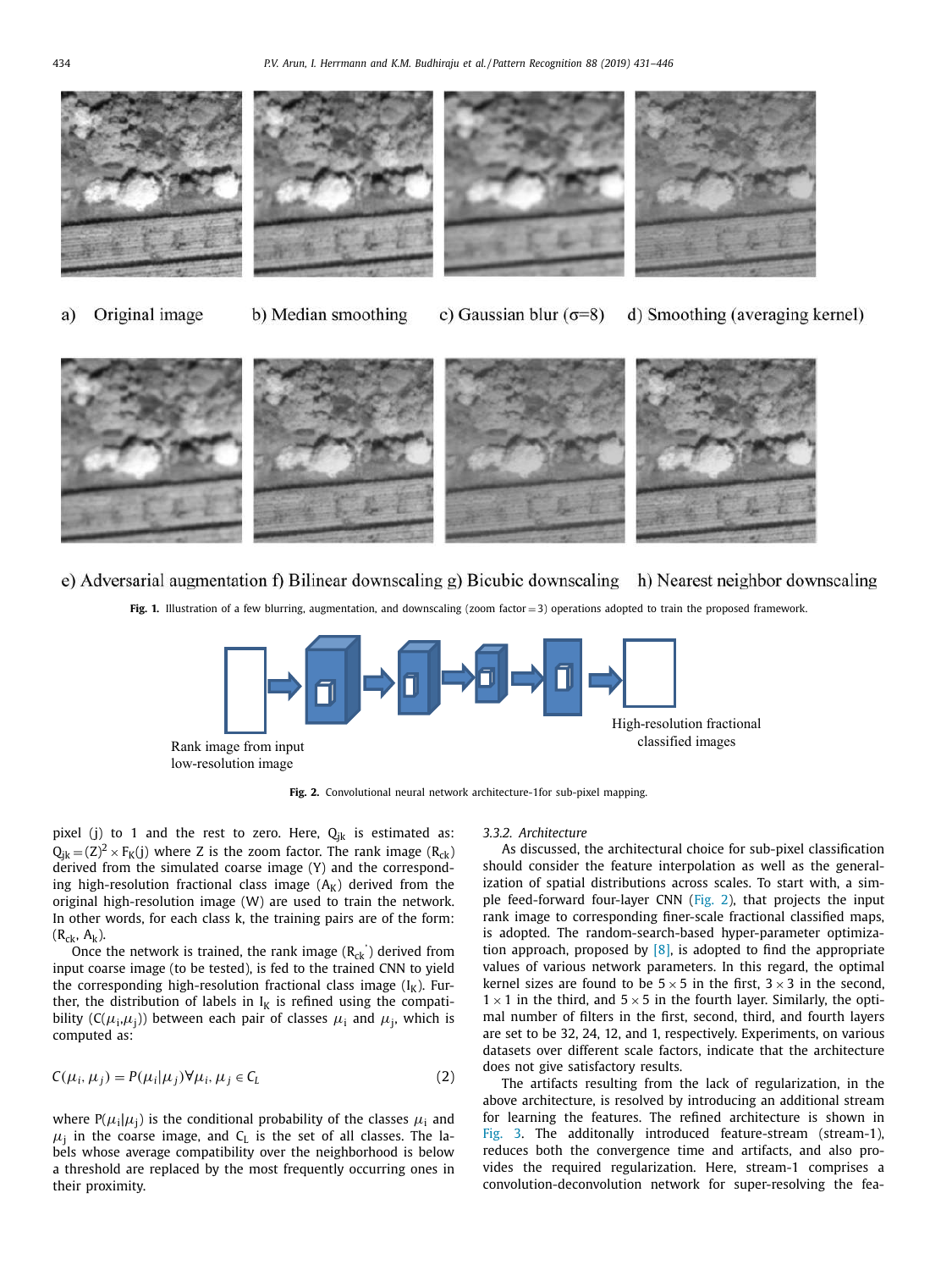a) Original image b) Median smoothing c) Gaussian blur (σ=8) d) Smoothing (averaging kernel)

e) Adversarial augmentation f) Bilinear downscaling g) Bicubic downscaling h) Nearest neighbor downscaling

**Fig. 1.** Illustration of a few blurring, augmentation, and downscaling (zoom factor = 3) operations adopted to train the proposed framework.

Rank image from input low-resolution image

High-resolution fractional classified images

**Fig. 2.** Convolutional neural network architecture-1for sub-pixel mapping.

pixel (j) to 1 and the rest to zero. Here, $Q_{jk}$ is estimated as: $Q_{jk} = (Z)^2 \times F_K(j)$ where Z is the zoom factor. The rank image ($R_{ck}$) derived from the simulated coarse image (Y) and the corresponding high-resolution fractional class image ($A_K$) derived from the original high-resolution image (W) are used to train the network. In other words, for each class k, the training pairs are of the form: ($R_{ck}$, $A_k$).

Once the network is trained, the rank image ($R_{ck}^{'}$) derived from input coarse image (to be tested), is fed to the trained CNN to yield the corresponding high-resolution fractional class image ($I_K$). Further, the distribution of labels in $I_K$ is refined using the compatibility ($C(\mu_i,\mu_j)$) between each pair of classes $\mu_i$ and $\mu_j$, which is computed as:

$$C(\mu_i, \mu_j) = P(\mu_i|\mu_j) \forall \mu_i, \mu_j \in C_L \tag{2}$$

where $P(\mu_i|\mu_j)$ is the conditional probability of the classes $\mu_i$ and $\mu_j$ in the coarse image, and $C_L$ is the set of all classes. The labels whose average compatibility over the neighborhood is below a threshold are replaced by the most frequently occurring ones in their proximity.

### *3.3.2. Architecture*

As discussed, the architectural choice for sub-pixel classification should consider the feature interpolation as well as the generalization of spatial distributions across scales. To start with, a simple feed-forward four-layer CNN (Fig. 2), that projects the input rank image to corresponding finer-scale fractional classified maps, is adopted. The random-search-based hyper-parameter optimization approach, proposed by [8], is adopted to find the appropriate values of various network parameters. In this regard, the optimal kernel sizes are found to be $5 \times 5$ in the first, $3 \times 3$ in the second, $1 \times 1$ in the third, and $5 \times 5$ in the fourth layer. Similarly, the optimal number of filters in the first, second, third, and fourth layers are set to be 32, 24, 12, and 1, respectively. Experiments, on various datasets over different scale factors, indicate that the architecture does not give satisfactory results.

The artifacts resulting from the lack of regularization, in the above architecture, is resolved by introducing an additional stream for learning the features. The refined architecture is shown in Fig. 3. The additonally introduced feature-stream (stream-1), reduces both the convergence time and artifacts, and also provides the required regularization. Here, stream-1 comprises a convolution-deconvolution network for super-resolving the fea-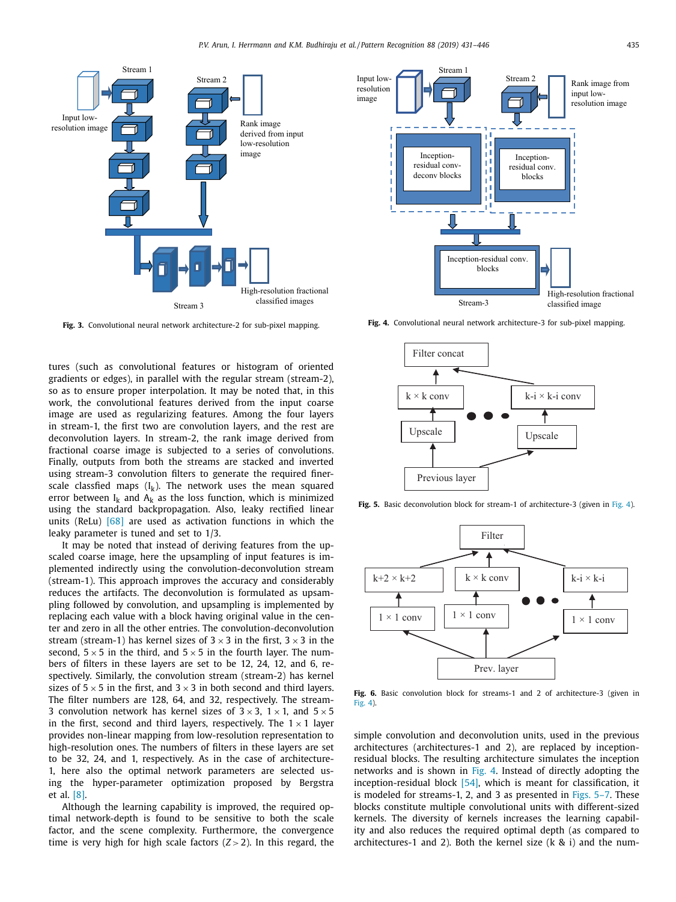Fig. 3. Convolutional neural network architecture-2 for sub-pixel mapping.

Fig. 4. Convolutional neural network architecture-3 for sub-pixel mapping.

Fig. 5. Basic deconvolution block for stream-1 of architecture-3 (given in Fig. 4).

Fig. 6. Basic convolution block for streams-1 and 2 of architecture-3 (given in Fig. 4).

tures (such as convolutional features or histogram of oriented gradients or edges), in parallel with the regular stream (stream-2), so as to ensure proper interpolation. It may be noted that, in this work, the convolutional features derived from the input coarse image are used as regularizing features. Among the four layers in stream-1, the first two are convolution layers, and the rest are deconvolution layers. In stream-2, the rank image derived from fractional coarse image is subjected to a series of convolutions. Finally, outputs from both the streams are stacked and inverted using stream-3 convolution filters to generate the required finer-scale classfied maps ($I_k$). The network uses the mean squared error between $I_k$ and $A_k$ as the loss function, which is minimized using the standard backpropagation. Also, leaky rectified linear units (ReLu) [68] are used as activation functions in which the leaky parameter is tuned and set to 1/3.

It may be noted that instead of deriving features from the upscaled coarse image, here the upsampling of input features is implemented indirectly using the convolution-deconvolution stream (stream-1). This approach improves the accuracy and considerably reduces the artifacts. The deconvolution is formulated as upsampling followed by convolution, and upsampling is implemented by replacing each value with a block having original value in the center and zero in all the other entries. The convolution-deconvolution stream (stream-1) has kernel sizes of $3 \times 3$ in the first, $3 \times 3$ in the second, $5 \times 5$ in the third, and $5 \times 5$ in the fourth layer. The numbers of filters in these layers are set to be 12, 24, 12, and 6, respectively. Similarly, the convolution stream (stream-2) has kernel sizes of $5 \times 5$ in the first, and $3 \times 3$ in both second and third layers. The filter numbers are 128, 64, and 32, respectively. The stream-3 convolution network has kernel sizes of $3 \times 3$, $1 \times 1$, and $5 \times 5$ in the first, second and third layers, respectively. The $1 \times 1$ layer provides non-linear mapping from low-resolution representation to high-resolution ones. The numbers of filters in these layers are set to be 32, 24, and 1, respectively. As in the case of architecture-1, here also the optimal network parameters are selected using the hyper-parameter optimization proposed by Bergstra et al. [8].

Although the learning capability is improved, the required optimal network-depth is found to be sensitive to both the scale factor, and the scene complexity. Furthermore, the convergence time is very high for high scale factors ($Z > 2$). In this regard, the simple convolution and deconvolution units, used in the previous architectures (architectures-1 and 2), are replaced by inception-residual blocks. The resulting architecture simulates the inception networks and is shown in Fig. 4. Instead of directly adopting the inception-residual block [54], which is meant for classification, it is modeled for streams-1, 2, and 3 as presented in Figs. 5–7. These blocks constitute multiple convolutional units with different-sized kernels. The diversity of kernels increases the learning capability and also reduces the required optimal depth (as compared to architectures-1 and 2). Both the kernel size (k & i) and the num-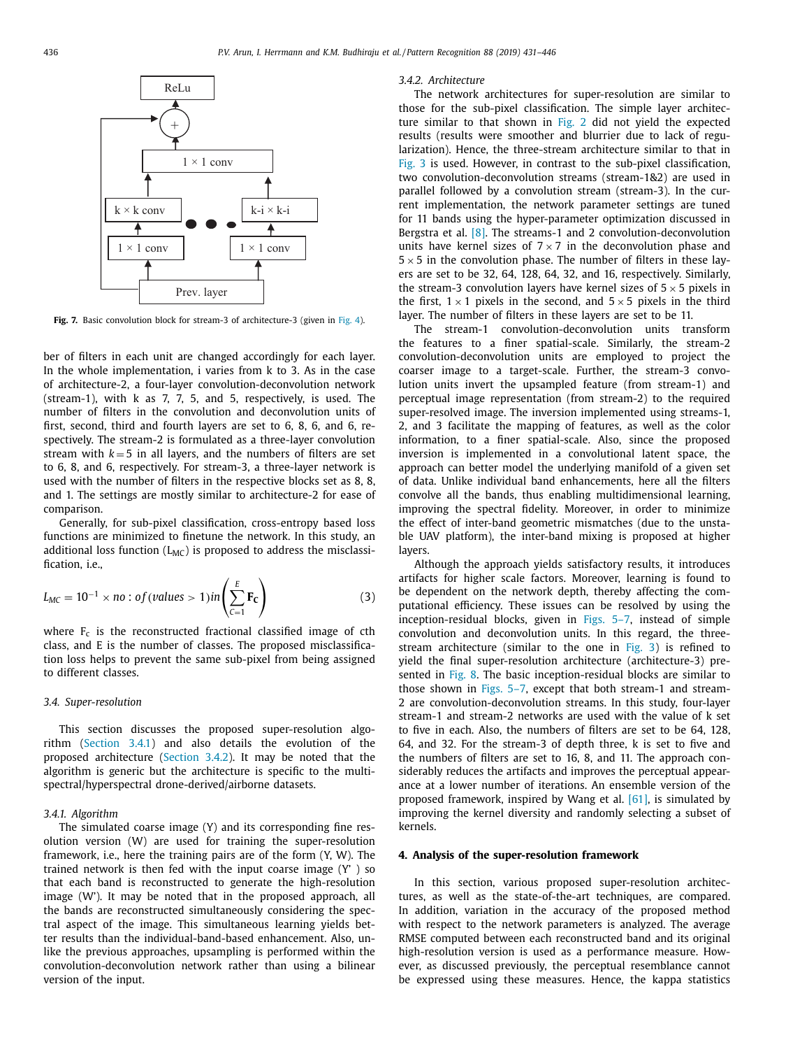Fig. 7. Basic convolution block for stream-3 of architecture-3 (given in Fig. 4).

ber of filters in each unit are changed accordingly for each layer. In the whole implementation, i varies from k to 3. As in the case of architecture-2, a four-layer convolution-deconvolution network (stream-1), with k as 7, 7, 5, and 5, respectively, is used. The number of filters in the convolution and deconvolution units of first, second, third and fourth layers are set to 6, 8, 6, and 6, respectively. The stream-2 is formulated as a three-layer convolution stream with $k = 5$ in all layers, and the numbers of filters are set to 6, 8, and 6, respectively. For stream-3, a three-layer network is used with the number of filters in the respective blocks set as 8, 8, and 1. The settings are mostly similar to architecture-2 for ease of comparison.

Generally, for sub-pixel classification, cross-entropy based loss functions are minimized to finetune the network. In this study, an additional loss function ($L_{MC}$) is proposed to address the misclassification, i.e.,

$$L_{MC} = 10^{-1} \times no: of(values > 1) in \left( \sum_{C=1}^{E} \mathbf{F_C} \right) \tag{3}$$

where $F_c$ is the reconstructed fractional classified image of cth class, and E is the number of classes. The proposed misclassification loss helps to prevent the same sub-pixel from being assigned to different classes.

### 3.4. Super-resolution

This section discusses the proposed super-resolution algorithm (Section 3.4.1) and also details the evolution of the proposed architecture (Section 3.4.2). It may be noted that the algorithm is generic but the architecture is specific to the multispectral/hyperspectral drone-derived/airborne datasets.

#### 3.4.1. Algorithm

The simulated coarse image (Y) and its corresponding fine resolution version (W) are used for training the super-resolution framework, i.e., here the training pairs are of the form (Y, W). The trained network is then fed with the input coarse image (Y' ) so that each band is reconstructed to generate the high-resolution image (W'). It may be noted that in the proposed approach, all the bands are reconstructed simultaneously considering the spectral aspect of the image. This simultaneous learning yields better results than the individual-band-based enhancement. Also, unlike the previous approaches, upsampling is performed within the convolution-deconvolution network rather than using a bilinear version of the input.

#### 3.4.2. Architecture

The network architectures for super-resolution are similar to those for the sub-pixel classification. The simple layer architecture similar to that shown in Fig. 2 did not yield the expected results (results were smoother and blurrier due to lack of regularization). Hence, the three-stream architecture similar to that in Fig. 3 is used. However, in contrast to the sub-pixel classification, two convolution-deconvolution streams (stream-1&2) are used in parallel followed by a convolution stream (stream-3). In the current implementation, the network parameter settings are tuned for 11 bands using the hyper-parameter optimization discussed in Bergstra et al. [8]. The streams-1 and 2 convolution-deconvolution units have kernel sizes of $7 \times 7$ in the deconvolution phase and $5 \times 5$ in the convolution phase. The number of filters in these layers are set to be 32, 64, 128, 64, 32, and 16, respectively. Similarly, the stream-3 convolution layers have kernel sizes of $5 \times 5$ pixels in the first, $1 \times 1$ pixels in the second, and $5 \times 5$ pixels in the third layer. The number of filters in these layers are set to be 11.

The stream-1 convolution-deconvolution units transform the features to a finer spatial-scale. Similarly, the stream-2 convolution-deconvolution units are employed to project the coarser image to a target-scale. Further, the stream-3 convolution units invert the upsampled feature (from stream-1) and perceptual image representation (from stream-2) to the required super-resolved image. The inversion implemented using streams-1, 2, and 3 facilitate the mapping of features, as well as the color information, to a finer spatial-scale. Also, since the proposed inversion is implemented in a convolutional latent space, the approach can better model the underlying manifold of a given set of data. Unlike individual band enhancements, here all the filters convolve all the bands, thus enabling multidimensional learning, improving the spectral fidelity. Moreover, in order to minimize the effect of inter-band geometric mismatches (due to the unstable UAV platform), the inter-band mixing is proposed at higher layers.

Although the approach yields satisfactory results, it introduces artifacts for higher scale factors. Moreover, learning is found to be dependent on the network depth, thereby affecting the computational efficiency. These issues can be resolved by using the inception-residual blocks, given in Figs. 5–7, instead of simple convolution and deconvolution units. In this regard, the three-stream architecture (similar to the one in Fig. 3) is refined to yield the final super-resolution architecture (architecture-3) presented in Fig. 8. The basic inception-residual blocks are similar to those shown in Figs. 5–7, except that both stream-1 and stream-2 are convolution-deconvolution streams. In this study, four-layer stream-1 and stream-2 networks are used with the value of k set to five in each. Also, the numbers of filters are set to be 64, 128, 64, and 32. For the stream-3 of depth three, k is set to five and the numbers of filters are set to 16, 8, and 11. The approach considerably reduces the artifacts and improves the perceptual appearance at a lower number of iterations. An ensemble version of the proposed framework, inspired by Wang et al. [61], is simulated by improving the kernel diversity and randomly selecting a subset of kernels.

## 4. Analysis of the super-resolution framework

In this section, various proposed super-resolution architectures, as well as the state-of-the-art techniques, are compared. In addition, variation in the accuracy of the proposed method with respect to the network parameters is analyzed. The average RMSE computed between each reconstructed band and its original high-resolution version is used as a performance measure. However, as discussed previously, the perceptual resemblance cannot be expressed using these measures. Hence, the kappa statistics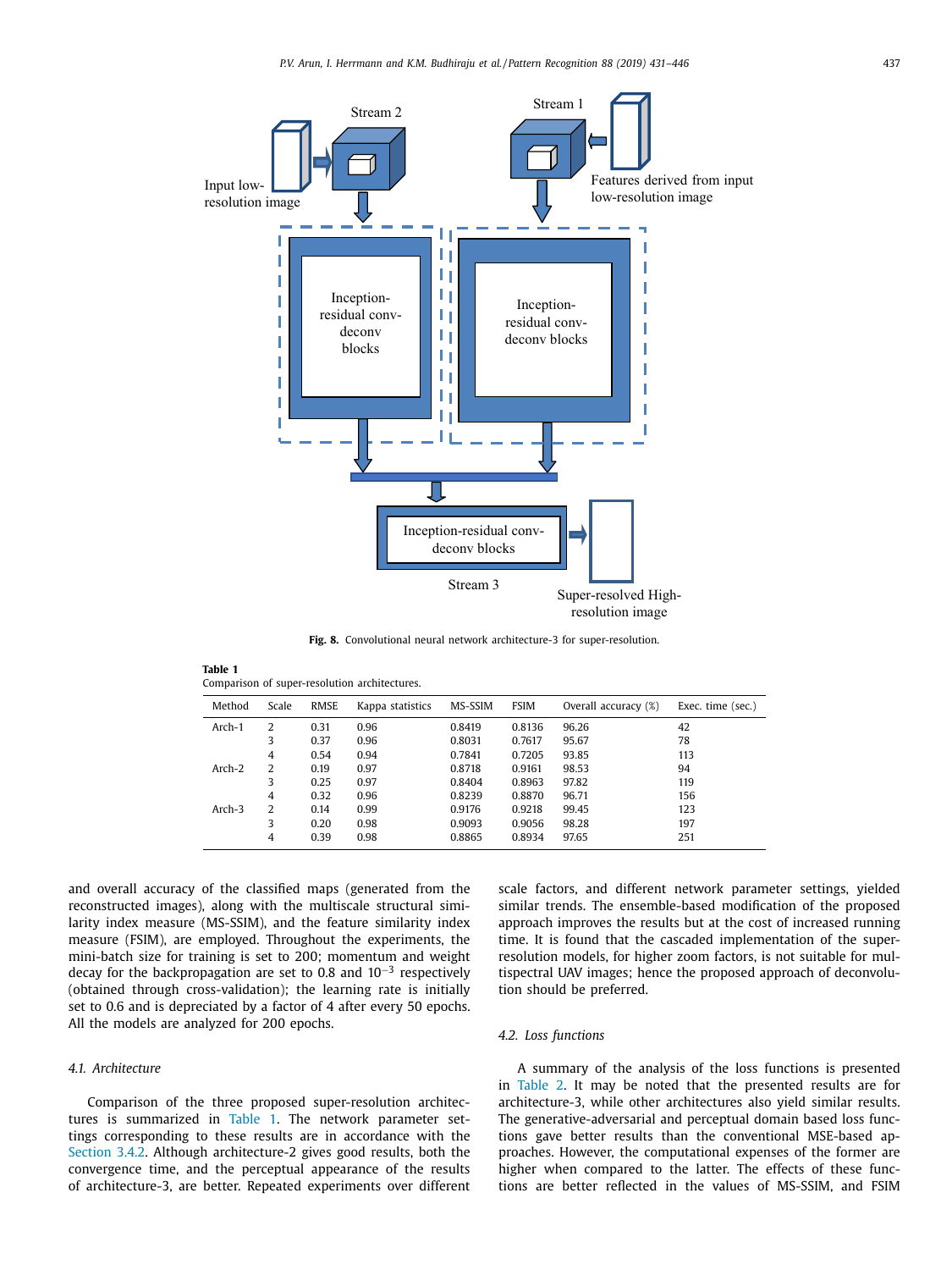Fig. 8. Convolutional neural network architecture-3 for super-resolution.

**Table 1**
Comparison of super-resolution architectures.

| Method | Scale | RMSE | Kappa statistics | MS-SSIM | FSIM | Overall accuracy (%) | Exec. time (sec.) |
|---|---|---|---|---|---|---|---|
| Arch-1 | 2 | 0.31 | 0.96 | 0.8419 | 0.8136 | 96.26 | 42 |
| | 3 | 0.37 | 0.96 | 0.8031 | 0.7617 | 95.67 | 78 |
| | 4 | 0.54 | 0.94 | 0.7841 | 0.7205 | 93.85 | 113 |
| Arch-2 | 2 | 0.19 | 0.97 | 0.8718 | 0.9161 | 98.53 | 94 |
| | 3 | 0.25 | 0.97 | 0.8404 | 0.8963 | 97.82 | 119 |
| | 4 | 0.32 | 0.96 | 0.8239 | 0.8870 | 96.71 | 156 |
| Arch-3 | 2 | 0.14 | 0.99 | 0.9176 | 0.9218 | 99.45 | 123 |
| | 3 | 0.20 | 0.98 | 0.9093 | 0.9056 | 98.28 | 197 |
| | 4 | 0.39 | 0.98 | 0.8865 | 0.8934 | 97.65 | 251 |

and overall accuracy of the classified maps (generated from the reconstructed images), along with the multiscale structural similarity index measure (MS-SSIM), and the feature similarity index measure (FSIM), are employed. Throughout the experiments, the mini-batch size for training is set to 200; momentum and weight decay for the backpropagation are set to 0.8 and $10^{-3}$ respectively (obtained through cross-validation); the learning rate is initially set to 0.6 and is depreciated by a factor of 4 after every 50 epochs. All the models are analyzed for 200 epochs.

### 4.1. Architecture

Comparison of the three proposed super-resolution architectures is summarized in Table 1. The network parameter settings corresponding to these results are in accordance with the Section 3.4.2. Although architecture-2 gives good results, both the convergence time, and the perceptual appearance of the results of architecture-3, are better. Repeated experiments over different scale factors, and different network parameter settings, yielded similar trends. The ensemble-based modification of the proposed approach improves the results but at the cost of increased running time. It is found that the cascaded implementation of the super-resolution models, for higher zoom factors, is not suitable for multispectral UAV images; hence the proposed approach of deconvolution should be preferred.

### 4.2. Loss functions

A summary of the analysis of the loss functions is presented in Table 2. It may be noted that the presented results are for architecture-3, while other architectures also yield similar results. The generative-adversarial and perceptual domain based loss functions gave better results than the conventional MSE-based approaches. However, the computational expenses of the former are higher when compared to the latter. The effects of these functions are better reflected in the values of MS-SSIM, and FSIM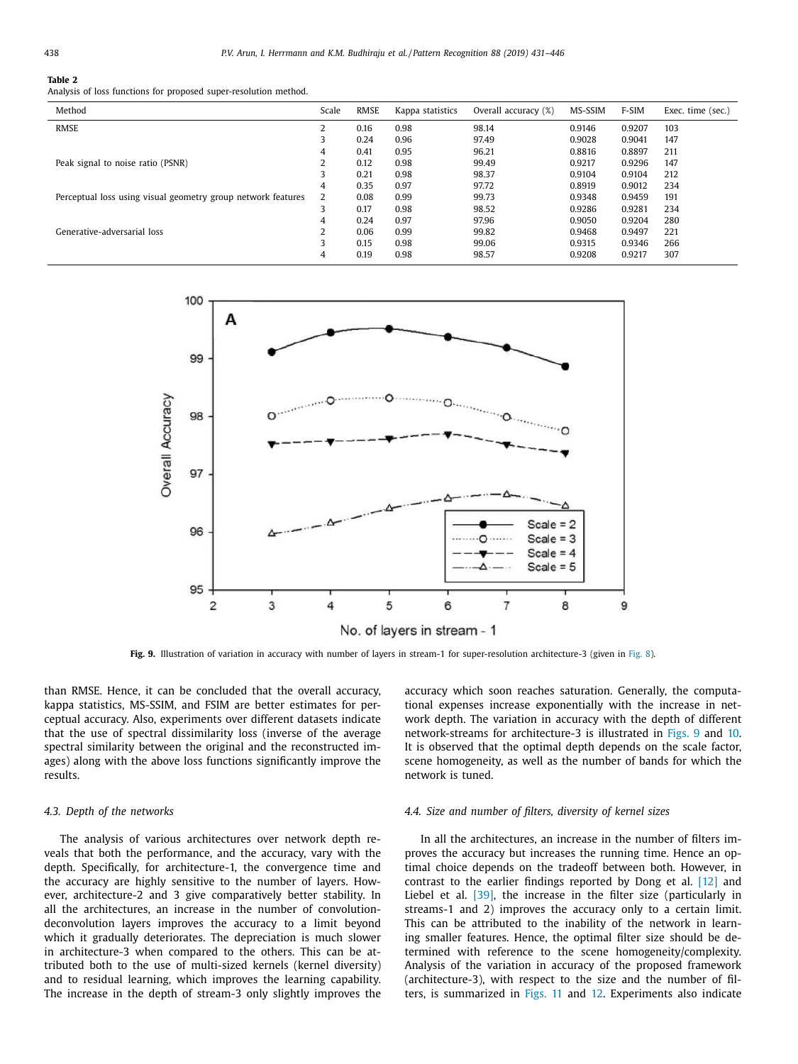**Table 2**
Analysis of loss functions for proposed super-resolution method.

| Method | Scale | RMSE | Kappa statistics | Overall accuracy (%) | MS-SSIM | F-SIM | Exec. time (sec.) |
|---|---|---|---|---|---|---|---|
| RMSE | 2 | 0.16 | 0.98 | 98.14 | 0.9146 | 0.9207 | 103 |
| | 3 | 0.24 | 0.96 | 97.49 | 0.9028 | 0.9041 | 147 |
| | 4 | 0.41 | 0.95 | 96.21 | 0.8816 | 0.8897 | 211 |
| Peak signal to noise ratio (PSNR) | 2 | 0.12 | 0.98 | 99.49 | 0.9217 | 0.9296 | 147 |
| | 3 | 0.21 | 0.98 | 98.37 | 0.9104 | 0.9104 | 212 |
| | 4 | 0.35 | 0.97 | 97.72 | 0.8919 | 0.9012 | 234 |
| Perceptual loss using visual geometry group network features | 2 | 0.08 | 0.99 | 99.73 | 0.9348 | 0.9459 | 191 |
| | 3 | 0.17 | 0.98 | 98.52 | 0.9286 | 0.9281 | 234 |
| | 4 | 0.24 | 0.97 | 97.96 | 0.9050 | 0.9204 | 280 |
| Generative-adversarial loss | 2 | 0.06 | 0.99 | 99.82 | 0.9468 | 0.9497 | 221 |
| | 3 | 0.15 | 0.98 | 99.06 | 0.9315 | 0.9346 | 266 |
| | 4 | 0.19 | 0.98 | 98.57 | 0.9208 | 0.9217 | 307 |

**Fig. 9.** Illustration of variation in accuracy with number of layers in stream-1 for super-resolution architecture-3 (given in Fig. 8).

than RMSE. Hence, it can be concluded that the overall accuracy, kappa statistics, MS-SSIM, and FSIM are better estimates for perceptual accuracy. Also, experiments over different datasets indicate that the use of spectral dissimilarity loss (inverse of the average spectral similarity between the original and the reconstructed images) along with the above loss functions significantly improve the results.

### 4.3. Depth of the networks

The analysis of various architectures over network depth reveals that both the performance, and the accuracy, vary with the depth. Specifically, for architecture-1, the convergence time and the accuracy are highly sensitive to the number of layers. However, architecture-2 and 3 give comparatively better stability. In all the architectures, an increase in the number of convolution-deconvolution layers improves the accuracy to a limit beyond which it gradually deteriorates. The depreciation is much slower in architecture-3 when compared to the others. This can be attributed both to the use of multi-sized kernels (kernel diversity) and to residual learning, which improves the learning capability. The increase in the depth of stream-3 only slightly improves the accuracy which soon reaches saturation. Generally, the computational expenses increase exponentially with the increase in network depth. The variation in accuracy with the depth of different network-streams for architecture-3 is illustrated in Figs. 9 and 10. It is observed that the optimal depth depends on the scale factor, scene homogeneity, as well as the number of bands for which the network is tuned.

### 4.4. Size and number of filters, diversity of kernel sizes

In all the architectures, an increase in the number of filters improves the accuracy but increases the running time. Hence an optimal choice depends on the tradeoff between both. However, in contrast to the earlier findings reported by Dong et al. [12] and Liebel et al. [39], the increase in the filter size (particularly in streams-1 and 2) improves the accuracy only to a certain limit. This can be attributed to the inability of the network in learning smaller features. Hence, the optimal filter size should be determined with reference to the scene homogeneity/complexity. Analysis of the variation in accuracy of the proposed framework (architecture-3), with respect to the size and the number of filters, is summarized in Figs. 11 and 12. Experiments also indicate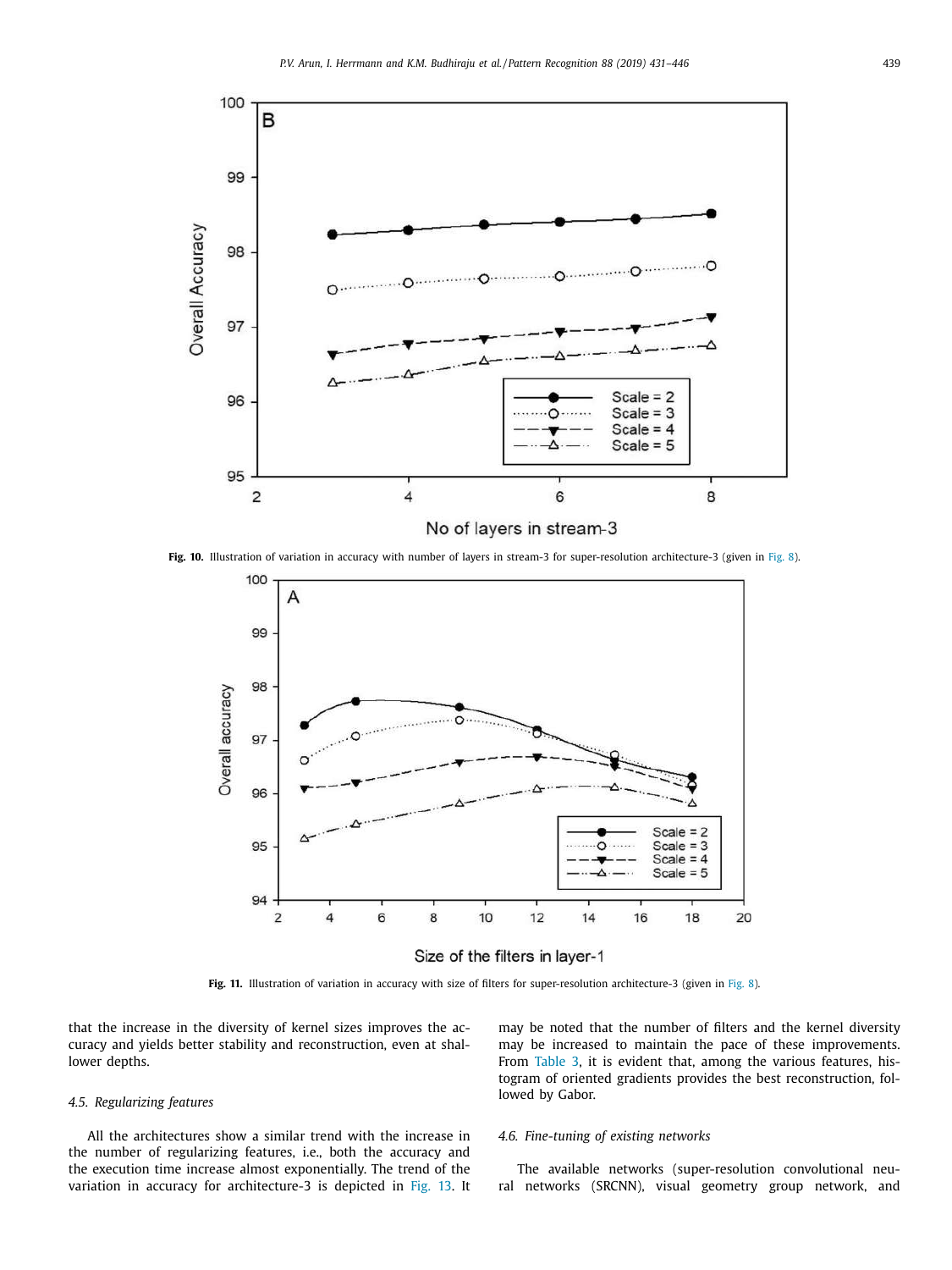Fig. 10. Illustration of variation in accuracy with number of layers in stream-3 for super-resolution architecture-3 (given in Fig. 8).

Fig. 11. Illustration of variation in accuracy with size of filters for super-resolution architecture-3 (given in Fig. 8).

that the increase in the diversity of kernel sizes improves the accuracy and yields better stability and reconstruction, even at shallower depths.

### 4.5. Regularizing features

All the architectures show a similar trend with the increase in the number of regularizing features, i.e., both the accuracy and the execution time increase almost exponentially. The trend of the variation in accuracy for architecture-3 is depicted in Fig. 13. It may be noted that the number of filters and the kernel diversity may be increased to maintain the pace of these improvements. From Table 3, it is evident that, among the various features, histogram of oriented gradients provides the best reconstruction, followed by Gabor.

### 4.6. Fine-tuning of existing networks

The available networks (super-resolution convolutional neural networks (SRCNN), visual geometry group network, and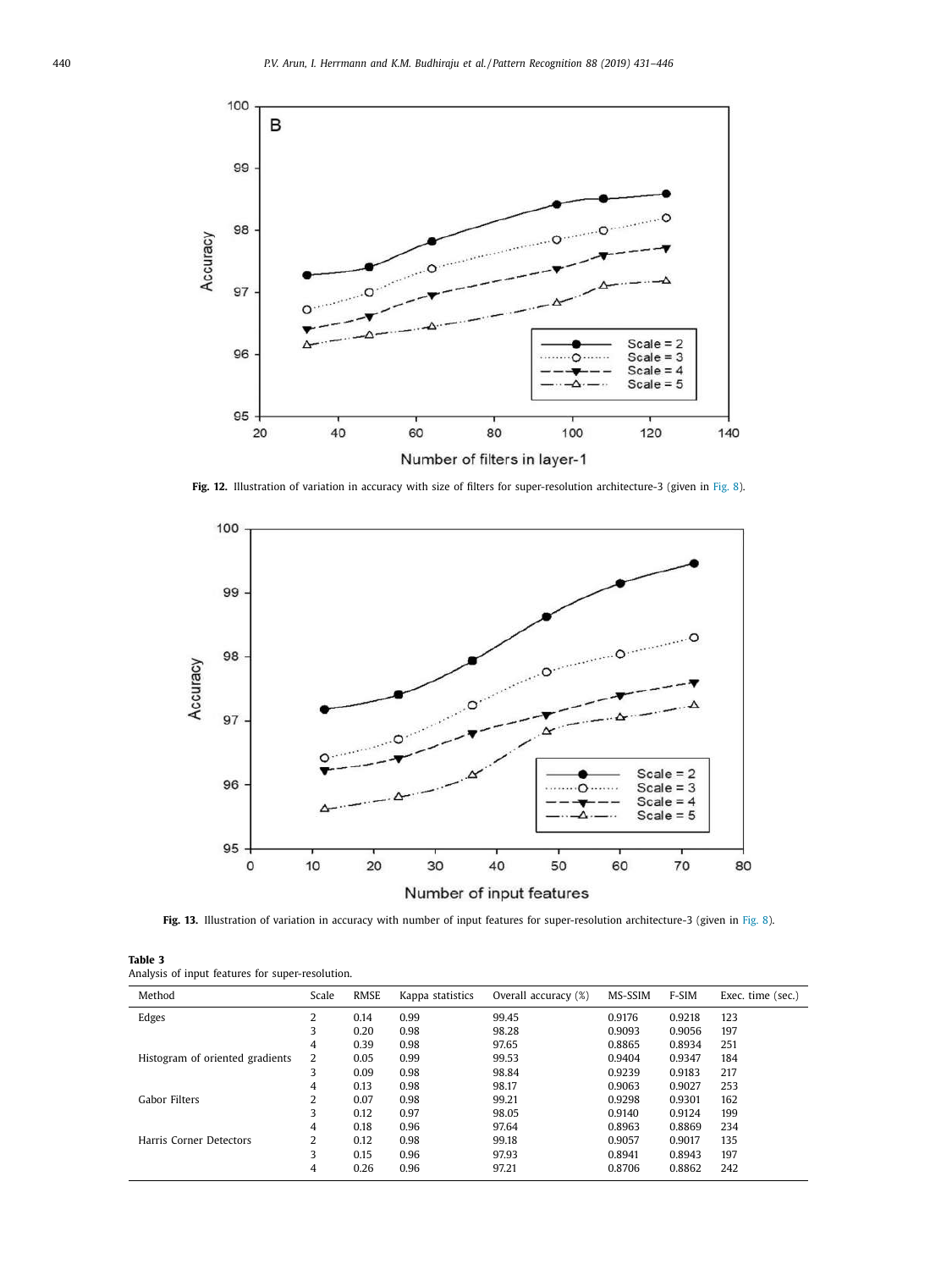**Fig. 12.** Illustration of variation in accuracy with size of filters for super-resolution architecture-3 (given in Fig. 8).

**Fig. 13.** Illustration of variation in accuracy with number of input features for super-resolution architecture-3 (given in Fig. 8).

**Table 3**
Analysis of input features for super-resolution.

| Method | Scale | RMSE | Kappa statistics | Overall accuracy (%) | MS-SSIM | F-SIM | Exec. time (sec.) |
|---|---|---|---|---|---|---|---|
| Edges | 2 | 0.14 | 0.99 | 99.45 | 0.9176 | 0.9218 | 123 |
| | 3 | 0.20 | 0.98 | 98.28 | 0.9093 | 0.9056 | 197 |
| | 4 | 0.39 | 0.98 | 97.65 | 0.8865 | 0.8934 | 251 |
| Histogram of oriented gradients | 2 | 0.05 | 0.99 | 99.53 | 0.9404 | 0.9347 | 184 |
| | 3 | 0.09 | 0.98 | 98.84 | 0.9239 | 0.9183 | 217 |
| | 4 | 0.13 | 0.98 | 98.17 | 0.9063 | 0.9027 | 253 |
| Gabor Filters | 2 | 0.07 | 0.98 | 99.21 | 0.9298 | 0.9301 | 162 |
| | 3 | 0.12 | 0.97 | 98.05 | 0.9140 | 0.9124 | 199 |
| | 4 | 0.18 | 0.96 | 97.64 | 0.8963 | 0.8869 | 234 |
| Harris Corner Detectors | 2 | 0.12 | 0.98 | 99.18 | 0.9057 | 0.9017 | 135 |
| | 3 | 0.15 | 0.96 | 97.93 | 0.8941 | 0.8943 | 197 |
| | 4 | 0.26 | 0.96 | 97.21 | 0.8706 | 0.8862 | 242 |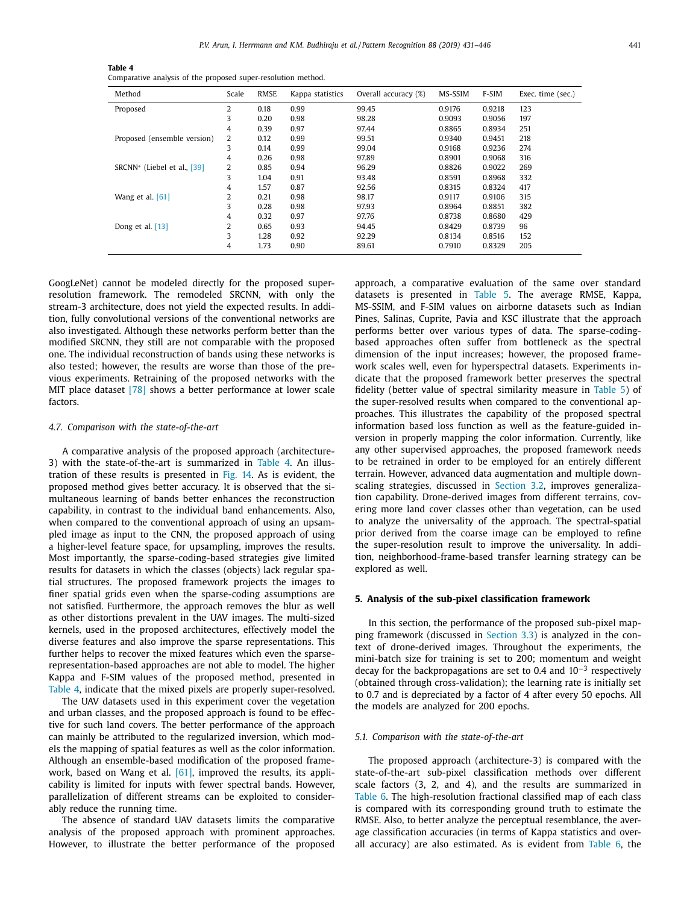**Table 4**
Comparative analysis of the proposed super-resolution method.

| Method | Scale | RMSE | Kappa statistics | Overall accuracy (%) | MS-SSIM | F-SIM | Exec. time (sec.) |
|---|---|---|---|---|---|---|---|
| Proposed | 2 | 0.18 | 0.99 | 99.45 | 0.9176 | 0.9218 | 123 |
| | 3 | 0.20 | 0.98 | 98.28 | 0.9093 | 0.9056 | 197 |
| | 4 | 0.39 | 0.97 | 97.44 | 0.8865 | 0.8934 | 251 |
| Proposed (ensemble version) | 2 | 0.12 | 0.99 | 99.51 | 0.9340 | 0.9451 | 218 |
| | 3 | 0.14 | 0.99 | 99.04 | 0.9168 | 0.9236 | 274 |
| | 4 | 0.26 | 0.98 | 97.89 | 0.8901 | 0.9068 | 316 |
| SRCNN* (Liebel et al., [39] | 2 | 0.85 | 0.94 | 96.29 | 0.8826 | 0.9022 | 269 |
| | 3 | 1.04 | 0.91 | 93.48 | 0.8591 | 0.8968 | 332 |
| | 4 | 1.57 | 0.87 | 92.56 | 0.8315 | 0.8324 | 417 |
| Wang et al. [61] | 2 | 0.21 | 0.98 | 98.17 | 0.9117 | 0.9106 | 315 |
| | 3 | 0.28 | 0.98 | 97.93 | 0.8964 | 0.8851 | 382 |
| | 4 | 0.32 | 0.97 | 97.76 | 0.8738 | 0.8680 | 429 |
| Dong et al. [13] | 2 | 0.65 | 0.93 | 94.45 | 0.8429 | 0.8739 | 96 |
| | 3 | 1.28 | 0.92 | 92.29 | 0.8134 | 0.8516 | 152 |
| | 4 | 1.73 | 0.90 | 89.61 | 0.7910 | 0.8329 | 205 |

GoogLeNet) cannot be modeled directly for the proposed super-resolution framework. The remodeled SRCNN, with only the stream-3 architecture, does not yield the expected results. In addition, fully convolutional versions of the conventional networks are also investigated. Although these networks perform better than the modified SRCNN, they still are not comparable with the proposed one. The individual reconstruction of bands using these networks is also tested; however, the results are worse than those of the previous experiments. Retraining of the proposed networks with the MIT place dataset [78] shows a better performance at lower scale factors.

### 4.7. Comparison with the state-of-the-art

A comparative analysis of the proposed approach (architecture-3) with the state-of-the-art is summarized in Table 4. An illustration of these results is presented in Fig. 14. As is evident, the proposed method gives better accuracy. It is observed that the simultaneous learning of bands better enhances the reconstruction capability, in contrast to the individual band enhancements. Also, when compared to the conventional approach of using an upsampled image as input to the CNN, the proposed approach of using a higher-level feature space, for upsampling, improves the results. Most importantly, the sparse-coding-based strategies give limited results for datasets in which the classes (objects) lack regular spatial structures. The proposed framework projects the images to finer spatial grids even when the sparse-coding assumptions are not satisfied. Furthermore, the approach removes the blur as well as other distortions prevalent in the UAV images. The multi-sized kernels, used in the proposed architectures, effectively model the diverse features and also improve the sparse representations. This further helps to recover the mixed features which even the sparse-representation-based approaches are not able to model. The higher Kappa and F-SIM values of the proposed method, presented in Table 4, indicate that the mixed pixels are properly super-resolved.

The UAV datasets used in this experiment cover the vegetation and urban classes, and the proposed approach is found to be effective for such land covers. The better performance of the approach can mainly be attributed to the regularized inversion, which models the mapping of spatial features as well as the color information. Although an ensemble-based modification of the proposed framework, based on Wang et al. [61], improved the results, its applicability is limited for inputs with fewer spectral bands. However, parallelization of different streams can be exploited to considerably reduce the running time.

The absence of standard UAV datasets limits the comparative analysis of the proposed approach with prominent approaches. However, to illustrate the better performance of the proposed approach, a comparative evaluation of the same over standard datasets is presented in Table 5. The average RMSE, Kappa, MS-SSIM, and F-SIM values on airborne datasets such as Indian Pines, Salinas, Cuprite, Pavia and KSC illustrate that the approach performs better over various types of data. The sparse-coding-based approaches often suffer from bottleneck as the spectral dimension of the input increases; however, the proposed framework scales well, even for hyperspectral datasets. Experiments indicate that the proposed framework better preserves the spectral fidelity (better value of spectral similarity measure in Table 5) of the super-resolved results when compared to the conventional approaches. This illustrates the capability of the proposed spectral information based loss function as well as the feature-guided inversion in properly mapping the color information. Currently, like any other supervised approaches, the proposed framework needs to be retrained in order to be employed for an entirely different terrain. However, advanced data augmentation and multiple downscaling strategies, discussed in Section 3.2, improves generalization capability. Drone-derived images from different terrains, covering more land cover classes other than vegetation, can be used to analyze the universality of the approach. The spectral-spatial prior derived from the coarse image can be employed to refine the super-resolution result to improve the universality. In addition, neighborhood-frame-based transfer learning strategy can be explored as well.

## 5. Analysis of the sub-pixel classification framework

In this section, the performance of the proposed sub-pixel mapping framework (discussed in Section 3.3) is analyzed in the context of drone-derived images. Throughout the experiments, the mini-batch size for training is set to 200; momentum and weight decay for the backpropagations are set to 0.4 and $10^{-3}$ respectively (obtained through cross-validation); the learning rate is initially set to 0.7 and is depreciated by a factor of 4 after every 50 epochs. All the models are analyzed for 200 epochs.

### 5.1. Comparison with the state-of-the-art

The proposed approach (architecture-3) is compared with the state-of-the-art sub-pixel classification methods over different scale factors (3, 2, and 4), and the results are summarized in Table 6. The high-resolution fractional classified map of each class is compared with its corresponding ground truth to estimate the RMSE. Also, to better analyze the perceptual resemblance, the average classification accuracies (in terms of Kappa statistics and overall accuracy) are also estimated. As is evident from Table 6, the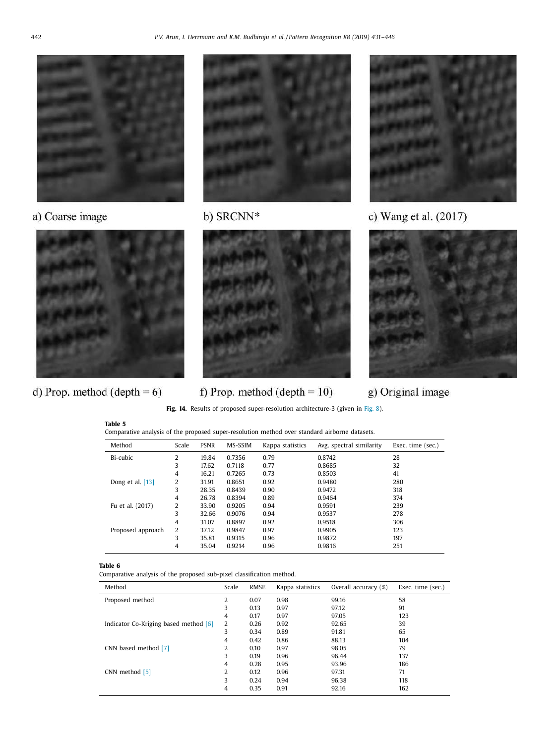a) Coarse image

b) SRCNN*

c) Wang et al. (2017)

d) Prop. method (depth = 6)

f) Prop. method (depth = 10)

g) Original image

**Fig. 14.** Results of proposed super-resolution architecture-3 (given in Fig. 8).

**Table 5**
Comparative analysis of the proposed super-resolution method over standard airborne datasets.

| Method | Scale | PSNR | MS-SSIM | Kappa statistics | Avg. spectral similarity | Exec. time (sec.) |
|---|---|---|---|---|---|---|
| Bi-cubic | 2 | 19.84 | 0.7356 | 0.79 | 0.8742 | 28 |
| | 3 | 17.62 | 0.7118 | 0.77 | 0.8685 | 32 |
| | 4 | 16.21 | 0.7265 | 0.73 | 0.8503 | 41 |
| Dong et al. [13] | 2 | 31.91 | 0.8651 | 0.92 | 0.9480 | 280 |
| | 3 | 28.35 | 0.8439 | 0.90 | 0.9472 | 318 |
| | 4 | 26.78 | 0.8394 | 0.89 | 0.9464 | 374 |
| Fu et al. (2017) | 2 | 33.90 | 0.9205 | 0.94 | 0.9591 | 239 |
| | 3 | 32.66 | 0.9076 | 0.94 | 0.9537 | 278 |
| | 4 | 31.07 | 0.8897 | 0.92 | 0.9518 | 306 |
| Proposed approach | 2 | 37.12 | 0.9847 | 0.97 | 0.9905 | 123 |
| | 3 | 35.81 | 0.9315 | 0.96 | 0.9872 | 197 |
| | 4 | 35.04 | 0.9214 | 0.96 | 0.9816 | 251 |

**Table 6**
Comparative analysis of the proposed sub-pixel classification method.

| Method | Scale | RMSE | Kappa statistics | Overall accuracy (%) | Exec. time (sec.) |
|---|---|---|---|---|---|
| Proposed method | 2 | 0.07 | 0.98 | 99.16 | 58 |
| | 3 | 0.13 | 0.97 | 97.12 | 91 |
| | 4 | 0.17 | 0.97 | 97.05 | 123 |
| Indicator Co-Kriging based method [6] | 2 | 0.26 | 0.92 | 92.65 | 39 |
| | 3 | 0.34 | 0.89 | 91.81 | 65 |
| | 4 | 0.42 | 0.86 | 88.13 | 104 |
| CNN based method [7] | 2 | 0.10 | 0.97 | 98.05 | 79 |
| | 3 | 0.19 | 0.96 | 96.44 | 137 |
| | 4 | 0.28 | 0.95 | 93.96 | 186 |
| CNN method [5] | 2 | 0.12 | 0.96 | 97.31 | 71 |
| | 3 | 0.24 | 0.94 | 96.38 | 118 |
| | 4 | 0.35 | 0.91 | 92.16 | 162 |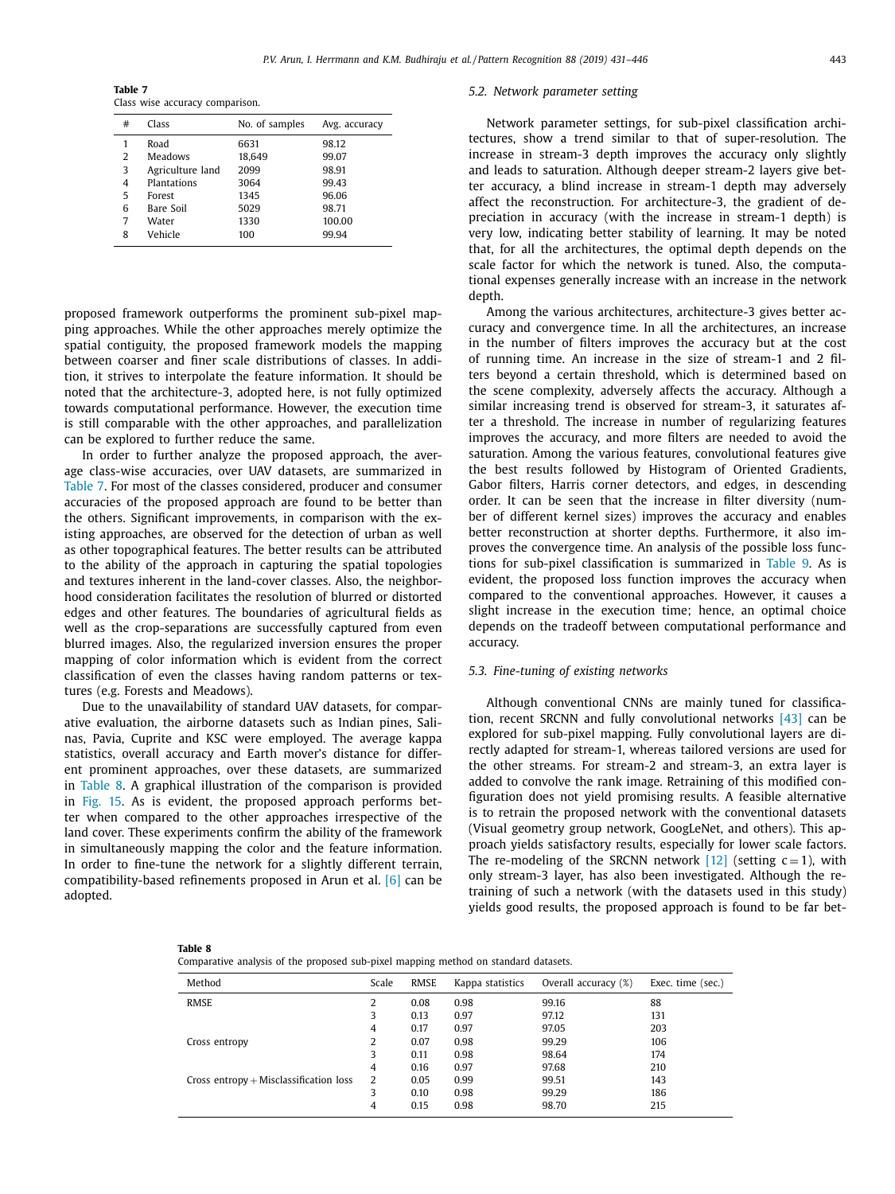**Table 7**
Class wise accuracy comparison.

| # | Class | No. of samples | Avg. accuracy |
|---|---|---|---|
| 1 | Road | 6631 | 98.12 |
| 2 | Meadows | 18,649 | 99.07 |
| 3 | Agriculture land | 2099 | 98.91 |
| 4 | Plantations | 3064 | 99.43 |
| 5 | Forest | 1345 | 96.06 |
| 6 | Bare Soil | 5029 | 98.71 |
| 7 | Water | 1330 | 100.00 |
| 8 | Vehicle | 100 | 99.94 |

proposed framework outperforms the prominent sub-pixel mapping approaches. While the other approaches merely optimize the spatial contiguity, the proposed framework models the mapping between coarser and finer scale distributions of classes. In addition, it strives to interpolate the feature information. It should be noted that the architecture-3, adopted here, is not fully optimized towards computational performance. However, the execution time is still comparable with the other approaches, and parallelization can be explored to further reduce the same.

In order to further analyze the proposed approach, the average class-wise accuracies, over UAV datasets, are summarized in Table 7. For most of the classes considered, producer and consumer accuracies of the proposed approach are found to be better than the others. Significant improvements, in comparison with the existing approaches, are observed for the detection of urban as well as other topographical features. The better results can be attributed to the ability of the approach in capturing the spatial topologies and textures inherent in the land-cover classes. Also, the neighborhood consideration facilitates the resolution of blurred or distorted edges and other features. The boundaries of agricultural fields as well as the crop-separations are successfully captured from even blurred images. Also, the regularized inversion ensures the proper mapping of color information which is evident from the correct classification of even the classes having random patterns or textures (e.g. Forests and Meadows).

Due to the unavailability of standard UAV datasets, for comparative evaluation, the airborne datasets such as Indian pines, Salinas, Pavia, Cuprite and KSC were employed. The average kappa statistics, overall accuracy and Earth mover's distance for different prominent approaches, over these datasets, are summarized in Table 8. A graphical illustration of the comparison is provided in Fig. 15. As is evident, the proposed approach performs better when compared to the other approaches irrespective of the land cover. These experiments confirm the ability of the framework in simultaneously mapping the color and the feature information. In order to fine-tune the network for a slightly different terrain, compatibility-based refinements proposed in Arun et al. [6] can be adopted.

### 5.2. Network parameter setting

Network parameter settings, for sub-pixel classification architectures, show a trend similar to that of super-resolution. The increase in stream-3 depth improves the accuracy only slightly and leads to saturation. Although deeper stream-2 layers give better accuracy, a blind increase in stream-1 depth may adversely affect the reconstruction. For architecture-3, the gradient of depreciation in accuracy (with the increase in stream-1 depth) is very low, indicating better stability of learning. It may be noted that, for all the architectures, the optimal depth depends on the scale factor for which the network is tuned. Also, the computational expenses generally increase with an increase in the network depth.

Among the various architectures, architecture-3 gives better accuracy and convergence time. In all the architectures, an increase in the number of filters improves the accuracy but at the cost of running time. An increase in the size of stream-1 and 2 filters beyond a certain threshold, which is determined based on the scene complexity, adversely affects the accuracy. Although a similar increasing trend is observed for stream-3, it saturates after a threshold. The increase in number of regularizing features improves the accuracy, and more filters are needed to avoid the saturation. Among the various features, convolutional features give the best results followed by Histogram of Oriented Gradients, Gabor filters, Harris corner detectors, and edges, in descending order. It can be seen that the increase in filter diversity (number of different kernel sizes) improves the accuracy and enables better reconstruction at shorter depths. Furthermore, it also improves the convergence time. An analysis of the possible loss functions for sub-pixel classification is summarized in Table 9. As is evident, the proposed loss function improves the accuracy when compared to the conventional approaches. However, it causes a slight increase in the execution time; hence, an optimal choice depends on the tradeoff between computational performance and accuracy.

### 5.3. Fine-tuning of existing networks

Although conventional CNNs are mainly tuned for classification, recent SRCNN and fully convolutional networks [43] can be explored for sub-pixel mapping. Fully convolutional layers are directly adapted for stream-1, whereas tailored versions are used for the other streams. For stream-2 and stream-3, an extra layer is added to convolve the rank image. Retraining of this modified configuration does not yield promising results. A feasible alternative is to retrain the proposed network with the conventional datasets (Visual geometry group network, GoogLeNet, and others). This approach yields satisfactory results, especially for lower scale factors. The re-modeling of the SRCNN network [12] (setting $c = 1$), with only stream-3 layer, has also been investigated. Although the retraining of such a network (with the datasets used in this study) yields good results, the proposed approach is found to be far bet-

**Table 8**
Comparative analysis of the proposed sub-pixel mapping method on standard datasets.

| Method | Scale | RMSE | Kappa statistics | Overall accuracy (%) | Exec. time (sec.) |
|---|---|---|---|---|---|
| RMSE | 2 | 0.08 | 0.98 | 99.16 | 88 |
| | 3 | 0.13 | 0.97 | 97.12 | 131 |
| | 4 | 0.17 | 0.97 | 97.05 | 203 |
| Cross entropy | 2 | 0.07 | 0.98 | 99.29 | 106 |
| | 3 | 0.11 | 0.98 | 98.64 | 174 |
| | 4 | 0.16 | 0.97 | 97.68 | 210 |
| Cross entropy + Misclassification loss | 2 | 0.05 | 0.99 | 99.51 | 143 |
| | 3 | 0.10 | 0.98 | 99.29 | 186 |
| | 4 | 0.15 | 0.98 | 98.70 | 215 |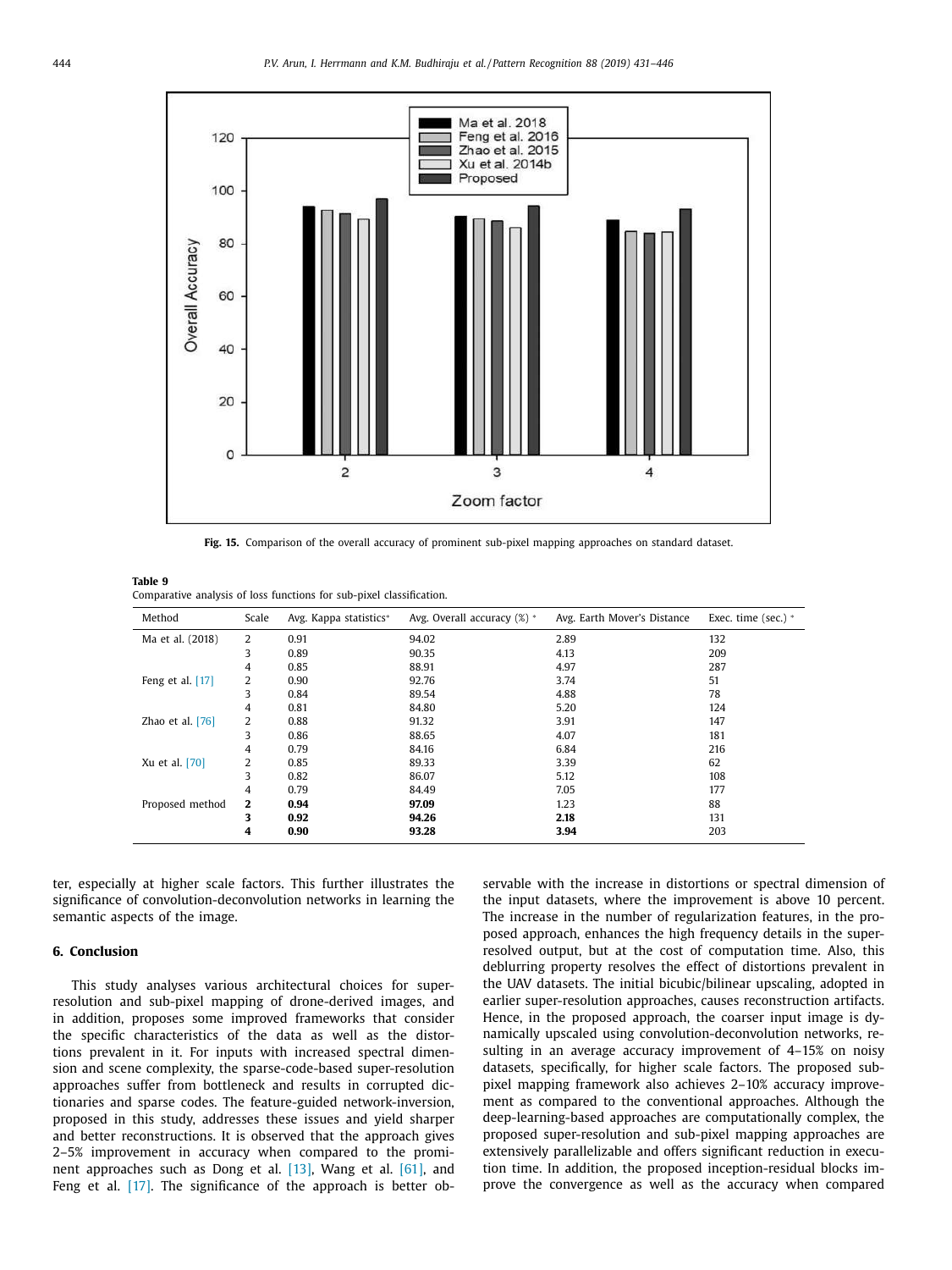Fig. 15. Comparison of the overall accuracy of prominent sub-pixel mapping approaches on standard dataset.

**Table 9**
Comparative analysis of loss functions for sub-pixel classification.

| Method | Scale | Avg. Kappa statistics* | Avg. Overall accuracy (%) * | Avg. Earth Mover's Distance | Exec. time (sec.) * |
|---|---|---|---|---|---|
| Ma et al. (2018) | 2 | 0.91 | 94.02 | 2.89 | 132 |
| | 3 | 0.89 | 90.35 | 4.13 | 209 |
| | 4 | 0.85 | 88.91 | 4.97 | 287 |
| Feng et al. [17] | 2 | 0.90 | 92.76 | 3.74 | 51 |
| | 3 | 0.84 | 89.54 | 4.88 | 78 |
| | 4 | 0.81 | 84.80 | 5.20 | 124 |
| Zhao et al. [76] | 2 | 0.88 | 91.32 | 3.91 | 147 |
| | 3 | 0.86 | 88.65 | 4.07 | 181 |
| | 4 | 0.79 | 84.16 | 6.84 | 216 |
| Xu et al. [70] | 2 | 0.85 | 89.33 | 3.39 | 62 |
| | 3 | 0.82 | 86.07 | 5.12 | 108 |
| | 4 | 0.79 | 84.49 | 7.05 | 177 |
| Proposed method | **2** | **0.94** | **97.09** | 1.23 | 88 |
| | **3** | **0.92** | **94.26** | **2.18** | 131 |
| | **4** | **0.90** | **93.28** | **3.94** | 203 |

ter, especially at higher scale factors. This further illustrates the significance of convolution-deconvolution networks in learning the semantic aspects of the image.

## 6. Conclusion

This study analyses various architectural choices for super-resolution and sub-pixel mapping of drone-derived images, and in addition, proposes some improved frameworks that consider the specific characteristics of the data as well as the distortions prevalent in it. For inputs with increased spectral dimension and scene complexity, the sparse-code-based super-resolution approaches suffer from bottleneck and results in corrupted dictionaries and sparse codes. The feature-guided network-inversion, proposed in this study, addresses these issues and yield sharper and better reconstructions. It is observed that the approach gives 2–5% improvement in accuracy when compared to the prominent approaches such as Dong et al. [13], Wang et al. [61], and Feng et al. [17]. The significance of the approach is better observable with the increase in distortions or spectral dimension of the input datasets, where the improvement is above 10 percent. The increase in the number of regularization features, in the proposed approach, enhances the high frequency details in the super-resolved output, but at the cost of computation time. Also, this deblurring property resolves the effect of distortions prevalent in the UAV datasets. The initial bicubic/bilinear upscaling, adopted in earlier super-resolution approaches, causes reconstruction artifacts. Hence, in the proposed approach, the coarser input image is dynamically upscaled using convolution-deconvolution networks, resulting in an average accuracy improvement of 4–15% on noisy datasets, specifically, for higher scale factors. The proposed sub-pixel mapping framework also achieves 2–10% accuracy improvement as compared to the conventional approaches. Although the deep-learning-based approaches are computationally complex, the proposed super-resolution and sub-pixel mapping approaches are extensively parallelizable and offers significant reduction in execution time. In addition, the proposed inception-residual blocks improve the convergence as well as the accuracy when compared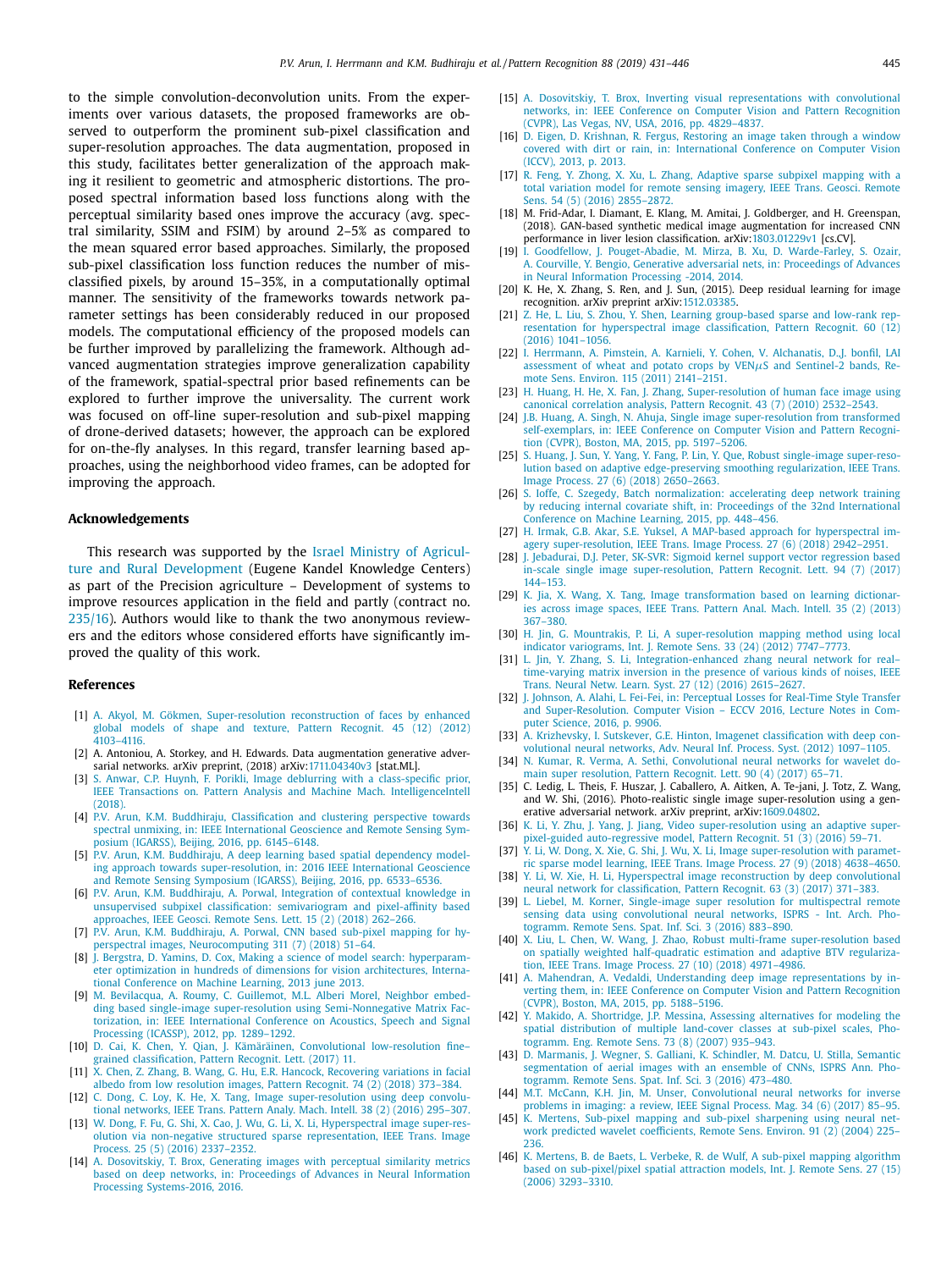to the simple convolution-deconvolution units. From the experiments over various datasets, the proposed frameworks are observed to outperform the prominent sub-pixel classification and super-resolution approaches. The data augmentation, proposed in this study, facilitates better generalization of the approach making it resilient to geometric and atmospheric distortions. The proposed spectral information based loss functions along with the perceptual similarity based ones improve the accuracy (avg. spectral similarity, SSIM and FSIM) by around 2–5% as compared to the mean squared error based approaches. Similarly, the proposed sub-pixel classification loss function reduces the number of misclassified pixels, by around 15–35%, in a computationally optimal manner. The sensitivity of the frameworks towards network parameter settings has been considerably reduced in our proposed models. The computational efficiency of the proposed models can be further improved by parallelizing the framework. Although advanced augmentation strategies improve generalization capability of the framework, spatial-spectral prior based refinements can be explored to further improve the universality. The current work was focused on off-line super-resolution and sub-pixel mapping of drone-derived datasets; however, the approach can be explored for on-the-fly analyses. In this regard, transfer learning based approaches, using the neighborhood video frames, can be adopted for improving the approach.

## Acknowledgements

This research was supported by the Israel Ministry of Agriculture and Rural Development (Eugene Kandel Knowledge Centers) as part of the Precision agriculture – Development of systems to improve resources application in the field and partly (contract no. 235/16). Authors would like to thank the two anonymous reviewers and the editors whose considered efforts have significantly improved the quality of this work.

## References

[1] A. Akyol, M. Gökmen, Super-resolution reconstruction of faces by enhanced global models of shape and texture, Pattern Recognit. 45 (12) (2012) 4103–4116.

[2] A. Antoniou, A. Storkey, and H. Edwards. Data augmentation generative adversarial networks. arXiv preprint, (2018) arXiv:1711.04340v3 [stat.ML].

[3] S. Anwar, C.P. Huynh, F. Porikli, Image deblurring with a class-specific prior, IEEE Transactions on. Pattern Analysis and Machine Mach. IntelligenceIntell (2018).

[4] P.V. Arun, K.M. Buddhiraju, Classification and clustering perspective towards spectral unmixing, in: IEEE International Geoscience and Remote Sensing Symposium (IGARSS), Beijing, 2016, pp. 6145–6148.

[5] P.V. Arun, K.M. Buddhiraju, A deep learning based spatial dependency modeling approach towards super-resolution, in: 2016 IEEE International Geoscience and Remote Sensing Symposium (IGARSS), Beijing, 2016, pp. 6533–6536.

[6] P.V. Arun, K.M. Buddhiraju, A. Porwal, Integration of contextual knowledge in unsupervised subpixel classification: semivariogram and pixel-affinity based approaches, IEEE Geosci. Remote Sens. Lett. 15 (2) (2018) 262–266.

[7] P.V. Arun, K.M. Buddhiraju, A. Porwal, CNN based sub-pixel mapping for hyperspectral images, Neurocomputing 311 (7) (2018) 51–64.

[8] J. Bergstra, D. Yamins, D. Cox, Making a science of model search: hyperparameter optimization in hundreds of dimensions for vision architectures, International Conference on Machine Learning, 2013 june 2013.

[9] M. Bevilacqua, A. Roumy, C. Guillemot, M.L. Alberi Morel, Neighbor embedding based single-image super-resolution using Semi-Nonnegative Matrix Factorization, in: IEEE International Conference on Acoustics, Speech and Signal Processing (ICASSP), 2012, pp. 1289–1292.

[10] D. Cai, K. Chen, Y. Qian, J. Kämäräinen, Convolutional low-resolution fine-grained classification, Pattern Recognit. Lett. (2017) 11.

[11] X. Chen, Z. Zhang, B. Wang, G. Hu, E.R. Hancock, Recovering variations in facial albedo from low resolution images, Pattern Recognit. 74 (2) (2018) 373–384.

[12] C. Dong, C. Loy, K. He, X. Tang, Image super-resolution using deep convolutional networks, IEEE Trans. Pattern Analy. Mach. Intell. 38 (2) (2016) 295–307.

[13] W. Dong, F. Fu, G. Shi, X. Cao, J. Wu, G. Li, X. Li, Hyperspectral image super-resolution via non-negative structured sparse representation, IEEE Trans. Image Process. 25 (5) (2016) 2337–2352.

[14] A. Dosovitskiy, T. Brox, Generating images with perceptual similarity metrics based on deep networks, in: Proceedings of Advances in Neural Information Processing Systems-2016, 2016.

[15] A. Dosovitskiy, T. Brox, Inverting visual representations with convolutional networks, in: IEEE Conference on Computer Vision and Pattern Recognition (CVPR), Las Vegas, NV, USA, 2016, pp. 4829–4837.

[16] D. Eigen, D. Krishnan, R. Fergus, Restoring an image taken through a window covered with dirt or rain, in: International Conference on Computer Vision (ICCV), 2013, p. 2013.

[17] R. Feng, Y. Zhong, X. Xu, L. Zhang, Adaptive sparse subpixel mapping with a total variation model for remote sensing imagery, IEEE Trans. Geosci. Remote Sens. 54 (5) (2016) 2855–2872.

[18] M. Frid-Adar, I. Diamant, E. Klang, M. Amitai, J. Goldberger, and H. Greenspan, (2018). GAN-based synthetic medical image augmentation for increased CNN performance in liver lesion classification. arXiv:1803.01229v1 [cs.CV].

[19] I. Goodfellow, J. Pouget-Abadie, M. Mirza, B. Xu, D. Warde-Farley, S. Ozair, A. Courville, Y. Bengio, Generative adversarial nets, in: Proceedings of Advances in Neural Information Processing -2014, 2014.

[20] K. He, X. Zhang, S. Ren, and J. Sun, (2015). Deep residual learning for image recognition. arXiv preprint arXiv:1512.03385.

[21] Z. He, L. Liu, S. Zhou, Y. Shen, Learning group-based sparse and low-rank representation for hyperspectral image classification, Pattern Recognit. 60 (12) (2016) 1041–1056.

[22] I. Herrmann, A. Pimstein, A. Karnieli, Y. Cohen, V. Alchanatis, D.J. bonfil, LAI assessment of wheat and potato crops by VENμS and Sentinel-2 bands, Remote Sens. Environ. 115 (2011) 2141–2151.

[23] H. Huang, H. He, X. Fan, J. Zhang, Super-resolution of human face image using canonical correlation analysis, Pattern Recognit. 43 (7) (2010) 2532–2543.

[24] J.B. Huang, A. Singh, N. Ahuja, Single image super-resolution from transformed self-exemplars, in: IEEE Conference on Computer Vision and Pattern Recognition (CVPR), Boston, MA, 2015, pp. 5197–5206.

[25] S. Huang, J. Sun, Y. Yang, Y. Fang, P. Lin, Y. Que, Robust single-image super-resolution based on adaptive edge-preserving smoothing regularization, IEEE Trans. Image Process. 27 (6) (2018) 2650–2663.

[26] S. Ioffe, C. Szegedy, Batch normalization: accelerating deep network training by reducing internal covariate shift, in: Proceedings of the 32nd International Conference on Machine Learning, 2015, pp. 448–456.

[27] H. Irmak, G.B. Akar, S.E. Yuksel, A MAP-based approach for hyperspectral imagery super-resolution, IEEE Trans. Image Process. 27 (6) (2018) 2942–2951.

[28] J. Jebadurai, D.J. Peter, SK-SVR: Sigmoid kernel support vector regression based in-scale single image super-resolution, Pattern Recognit. Lett. 94 (7) (2017) 144–153.

[29] K. Jia, X. Wang, X. Tang, Image transformation based on learning dictionaries across image spaces, IEEE Trans. Pattern Anal. Mach. Intell. 35 (2) (2013) 367–380.

[30] H. Jin, G. Mountrakis, P. Li, A super-resolution mapping method using local indicator variograms, Int. J. Remote Sens. 33 (24) (2012) 7747–7773.

[31] L. Jin, Y. Zhang, S. Li, Integration-enhanced zhang neural network for real–time-varying matrix inversion in the presence of various kinds of noises, IEEE Trans. Neural Netw. Learn. Syst. 27 (12) (2016) 2615–2627.

[32] J. Johnson, A. Alahi, L. Fei-Fei, in: Perceptual Losses for Real-Time Style Transfer and Super-Resolution. Computer Vision – ECCV 2016, Lecture Notes in Computer Science, 2016, p. 9906.

[33] A. Krizhevsky, I. Sutskever, G.E. Hinton, Imagenet classification with deep convolutional neural networks, Adv. Neural Inf. Process. Syst. (2012) 1097–1105.

[34] N. Kumar, R. Verma, A. Sethi, Convolutional neural networks for wavelet domain super resolution, Pattern Recognit. Lett. 90 (4) (2017) 65–71.

[35] C. Ledig, L. Theis, F. Huszar, J. Caballero, A. Aitken, A. Te-jani, J. Totz, Z. Wang, and W. Shi, (2016). Photo-realistic single image super-resolution using a generative adversarial network. arXiv preprint, arXiv:1609.04802.

[36] K. Li, Y. Zhu, J. Yang, J. Jiang, Video super-resolution using an adaptive superpixel-guided auto-regressive model, Pattern Recognit. 51 (3) (2016) 59–71.

[37] Y. Li, W. Dong, X. Xie, G. Shi, J. Wu, X. Li, Image super-resolution with parametric sparse model learning, IEEE Trans. Image Process. 27 (9) (2018) 4638–4650.

[38] Y. Li, W. Xie, H. Li, Hyperspectral image reconstruction by deep convolutional neural network for classification, Pattern Recognit. 63 (3) (2017) 371–383.

[39] L. Liebel, M. Korner, Single-image super resolution for multispectral remote sensing data using convolutional neural networks, ISPRS - Int. Arch. Photogramm. Remote Sens. Spat. Inf. Sci. 3 (2016) 883–890.

[40] X. Liu, L. Chen, W. Wang, J. Zhao, Robust multi-frame super-resolution based on spatially weighted half-quadratic estimation and adaptive BTV regularization, IEEE Trans. Image Process. 27 (10) (2018) 4971–4986.

[41] A. Mahendran, A. Vedaldi, Understanding deep image representations by inverting them, in: IEEE Conference on Computer Vision and Pattern Recognition (CVPR), Boston, MA, 2015, pp. 5188–5196.

[42] Y. Makido, A. Shortridge, J.P. Messina, Assessing alternatives for modeling the spatial distribution of multiple land-cover classes at sub-pixel scales, Photogramm. Eng. Remote Sens. 73 (8) (2007) 935–943.

[43] D. Marmanis, J. Wegner, S. Galliani, K. Schindler, M. Datcu, U. Stilla, Semantic segmentation of aerial images with an ensemble of CNNs, ISPRS Ann. Photogramm. Remote Sens. Spat. Inf. Sci. 3 (2016) 473–480.

[44] M.T. McCann, K.H. Jin, M. Unser, Convolutional neural networks for inverse problems in imaging: a review, IEEE Signal Process. Mag. 34 (6) (2017) 85–95.

[45] K. Mertens, Sub-pixel mapping and sub-pixel sharpening using neural network predicted wavelet coefficients, Remote Sens. Environ. 91 (2) (2004) 225–236.

[46] K. Mertens, B. de Baets, L. Verbeke, R. de Wulf, A sub-pixel mapping algorithm based on sub-pixel/pixel spatial attraction models, Int. J. Remote Sens. 27 (15) (2006) 3293–3310.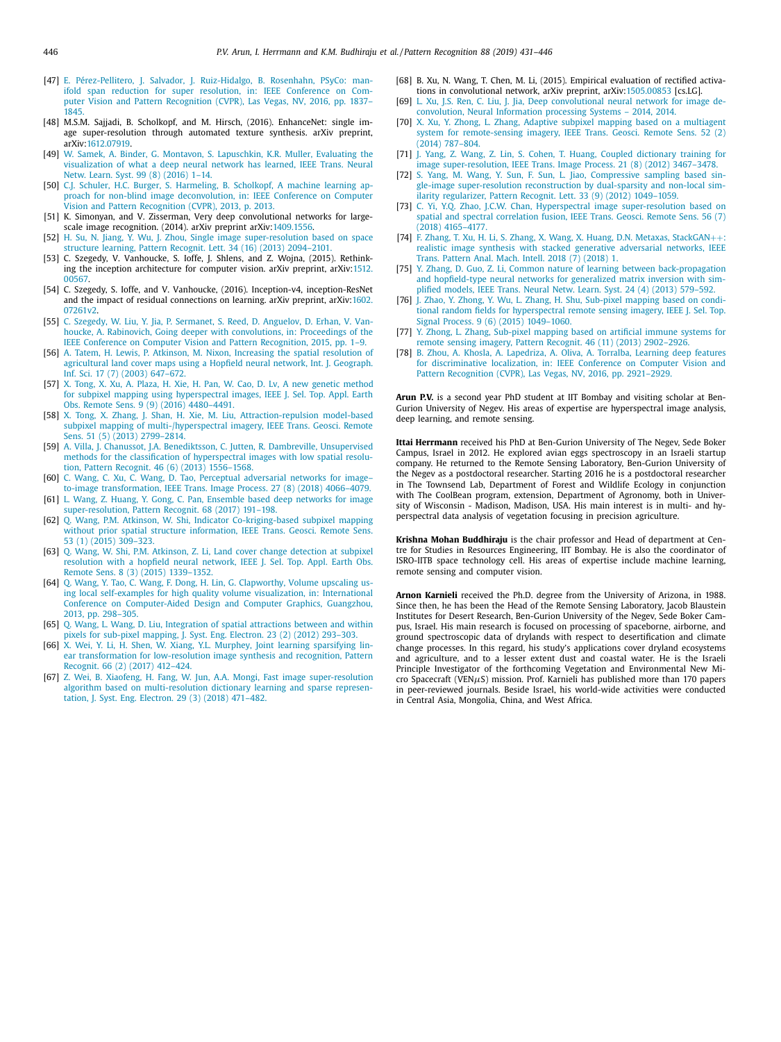[47] E. Pérez-Pellitero, J. Salvador, J. Ruiz-Hidalgo, B. Rosenhahn, PSyCo: manifold span reduction for super resolution, in: IEEE Conference on Computer Vision and Pattern Recognition (CVPR), Las Vegas, NV, 2016, pp. 1837–1845.

[48] M.S.M. Sajjadi, B. Scholkopf, and M. Hirsch, (2016). EnhanceNet: single image super-resolution through automated texture synthesis. arXiv preprint, arXiv:1612.07919.

[49] W. Samek, A. Binder, G. Montavon, S. Lapuschkin, K.R. Muller, Evaluating the visualization of what a deep neural network has learned, IEEE Trans. Neural Netw. Learn. Syst. 99 (8) (2016) 1–14.

[50] C.J. Schuler, H.C. Burger, S. Harmeling, B. Scholkopf, A machine learning approach for non-blind image deconvolution, in: IEEE Conference on Computer Vision and Pattern Recognition (CVPR), 2013, p. 2013.

[51] K. Simonyan, and V. Zisserman, Very deep convolutional networks for large-scale image recognition. (2014). arXiv preprint arXiv:1409.1556.

[52] H. Su, N. Jiang, Y. Wu, J. Zhou, Single image super-resolution based on space structure learning, Pattern Recognit. Lett. 34 (16) (2013) 2094–2101.

[53] C. Szegedy, V. Vanhoucke, S. Ioffe, J. Shlens, and Z. Wojna, (2015). Rethinking the inception architecture for computer vision. arXiv preprint, arXiv:1512.00567.

[54] C. Szegedy, S. Ioffe, and V. Vanhoucke, (2016). Inception-v4, inception-ResNet and the impact of residual connections on learning. arXiv preprint, arXiv:1602.07261v2.

[55] C. Szegedy, W. Liu, Y. Jia, P. Sermanet, S. Reed, D. Anguelov, D. Erhan, V. Vanhoucke, A. Rabinovich, Going deeper with convolutions, in: Proceedings of the IEEE Conference on Computer Vision and Pattern Recognition, 2015, pp. 1–9.

[56] A. Tatem, H. Lewis, P. Atkinson, M. Nixon, Increasing the spatial resolution of agricultural land cover maps using a Hopfield neural network, Int. J. Geograph. Inf. Sci. 17 (7) (2003) 647–672.

[57] X. Tong, X. Xu, A. Plaza, H. Xie, H. Pan, W. Cao, D. Lv, A new genetic method for subpixel mapping using hyperspectral images, IEEE J. Sel. Top. Appl. Earth Obs. Remote Sens. 9 (9) (2016) 4480–4491.

[58] X. Tong, X. Zhang, J. Shan, H. Xie, M. Liu, Attraction-repulsion model-based subpixel mapping of multi-/hyperspectral imagery, IEEE Trans. Geosci. Remote Sens. 51 (5) (2013) 2799–2814.

[59] A. Villa, J. Chanussot, J.A. Benediktsson, C. Jutten, R. Dambreville, Unsupervised methods for the classification of hyperspectral images with low spatial resolution, Pattern Recognit. 46 (6) (2013) 1556–1568.

[60] C. Wang, C. Xu, C. Wang, D. Tao, Perceptual adversarial networks for image-to-image transformation, IEEE Trans. Image Process. 27 (8) (2018) 4066–4079.

[61] L. Wang, Z. Huang, Y. Gong, C. Pan, Ensemble based deep networks for image super-resolution, Pattern Recognit. 68 (2017) 191–198.

[62] Q. Wang, P.M. Atkinson, W. Shi, Indicator Co-kriging-based subpixel mapping without prior spatial structure information, IEEE Trans. Geosci. Remote Sens. 53 (1) (2015) 309–323.

[63] Q. Wang, W. Shi, P.M. Atkinson, Z. Li, Land cover change detection at subpixel resolution with a hopfield neural network, IEEE J. Sel. Top. Appl. Earth Obs. Remote Sens. 8 (3) (2015) 1339–1352.

[64] Q. Wang, Y. Tao, C. Wang, F. Dong, H. Lin, G. Clapworthy, Volume upscaling using local self-examples for high quality volume visualization, in: International Conference on Computer-Aided Design and Computer Graphics, Guangzhou, 2013, pp. 298–305.

[65] Q. Wang, L. Wang, D. Liu, Integration of spatial attractions between and within pixels for sub-pixel mapping, J. Syst. Eng. Electron. 23 (2) (2012) 293–303.

[66] X. Wei, Y. Li, H. Shen, W. Xiang, Y.L. Murphey, Joint learning sparsifying linear transformation for low-resolution image synthesis and recognition, Pattern Recognit. 66 (2) (2017) 412–424.

[67] Z. Wei, B. Xiaofeng, H. Fang, W. Jun, A.A. Mongi, Fast image super-resolution algorithm based on multi-resolution dictionary learning and sparse representation, J. Syst. Eng. Electron. 29 (3) (2018) 471–482.

[68] B. Xu, N. Wang, T. Chen, M. Li, (2015). Empirical evaluation of rectified activations in convolutional network, arXiv preprint, arXiv:1505.00853 [cs.LG].

[69] L. Xu, J.S. Ren, C. Liu, J. Jia, Deep convolutional neural network for image deconvolution, Neural Information processing Systems – 2014, 2014.

[70] X. Xu, Y. Zhong, L. Zhang, Adaptive subpixel mapping based on a multiagent system for remote-sensing imagery, IEEE Trans. Geosci. Remote Sens. 52 (2) (2014) 787–804.

[71] J. Yang, Z. Wang, Z. Lin, S. Cohen, T. Huang, Coupled dictionary training for image super-resolution, IEEE Trans. Image Process. 21 (8) (2012) 3467–3478.

[72] S. Yang, M. Wang, Y. Sun, F. Sun, L. Jiao, Compressive sampling based single-image super-resolution reconstruction by dual-sparsity and non-local similarity regularizer, Pattern Recognit. Lett. 33 (9) (2012) 1049–1059.

[73] C. Yi, Y.Q. Zhao, J.C.W. Chan, Hyperspectral image super-resolution based on spatial and spectral correlation fusion, IEEE Trans. Geosci. Remote Sens. 56 (7) (2018) 4165–4177.

[74] F. Zhang, T. Xu, H. Li, S. Zhang, X. Wang, X. Huang, D.N. Metaxas, StackGAN++: realistic image synthesis with stacked generative adversarial networks, IEEE Trans. Pattern Anal. Mach. Intell. 2018 (7) (2018) 1.

[75] Y. Zhang, D. Guo, Z. Li, Common nature of learning between back-propagation and hopfield-type neural networks for generalized matrix inversion with simplified models, IEEE Trans. Neural Netw. Learn. Syst. 24 (4) (2013) 579–592.

[76] J. Zhao, Y. Zhong, Y. Wu, L. Zhang, H. Shu, Sub-pixel mapping based on conditional random fields for hyperspectral remote sensing imagery, IEEE J. Sel. Top. Signal Process. 9 (6) (2015) 1049–1060.

[77] Y. Zhong, L. Zhang, Sub-pixel mapping based on artificial immune systems for remote sensing imagery, Pattern Recognit. 46 (11) (2013) 2902–2926.

[78] B. Zhou, A. Khosla, A. Lapedriza, A. Oliva, A. Torralba, Learning deep features for discriminative localization, in: IEEE Conference on Computer Vision and Pattern Recognition (CVPR), Las Vegas, NV, 2016, pp. 2921–2929.

**Arun P.V.** is a second year PhD student at IIT Bombay and visiting scholar at Ben-Gurion University of Negev. His areas of expertise are hyperspectral image analysis, deep learning, and remote sensing.

**Ittai Herrmann** received his PhD at Ben-Gurion University of The Negev, Sede Boker Campus, Israel in 2012. He explored avian eggs spectroscopy in an Israeli startup company. He returned to the Remote Sensing Laboratory, Ben-Gurion University of the Negev as a postdoctoral researcher. Starting 2016 he is a postdoctoral researcher in The Townsend Lab, Department of Forest and Wildlife Ecology in conjunction with The CoolBean program, extension, Department of Agronomy, both in University of Wisconsin - Madison, Madison, USA. His main interest is in multi- and hyperspectral data analysis of vegetation focusing in precision agriculture.

**Krishna Mohan Buddhiraju** is the chair professor and Head of department at Centre for Studies in Resources Engineering, IIT Bombay. He is also the coordinator of ISRO-IITB space technology cell. His areas of expertise include machine learning, remote sensing and computer vision.

**Arnon Karnieli** received the Ph.D. degree from the University of Arizona, in 1988. Since then, he has been the Head of the Remote Sensing Laboratory, Jacob Blaustein Institutes for Desert Research, Ben-Gurion University of the Negev, Sede Boker Campus, Israel. His main research is focused on processing of spaceborne, airborne, and ground spectroscopic data of drylands with respect to desertification and climate change processes. In this regard, his study's applications cover dryland ecosystems and agriculture, and to a lesser extent dust and coastal water. He is the Israeli Principle Investigator of the forthcoming Vegetation and Environmental New Micro Spacecraft (VEN$\mu$S) mission. Prof. Karnieli has published more than 170 papers in peer-reviewed journals. Beside Israel, his world-wide activities were conducted in Central Asia, Mongolia, China, and West Africa.